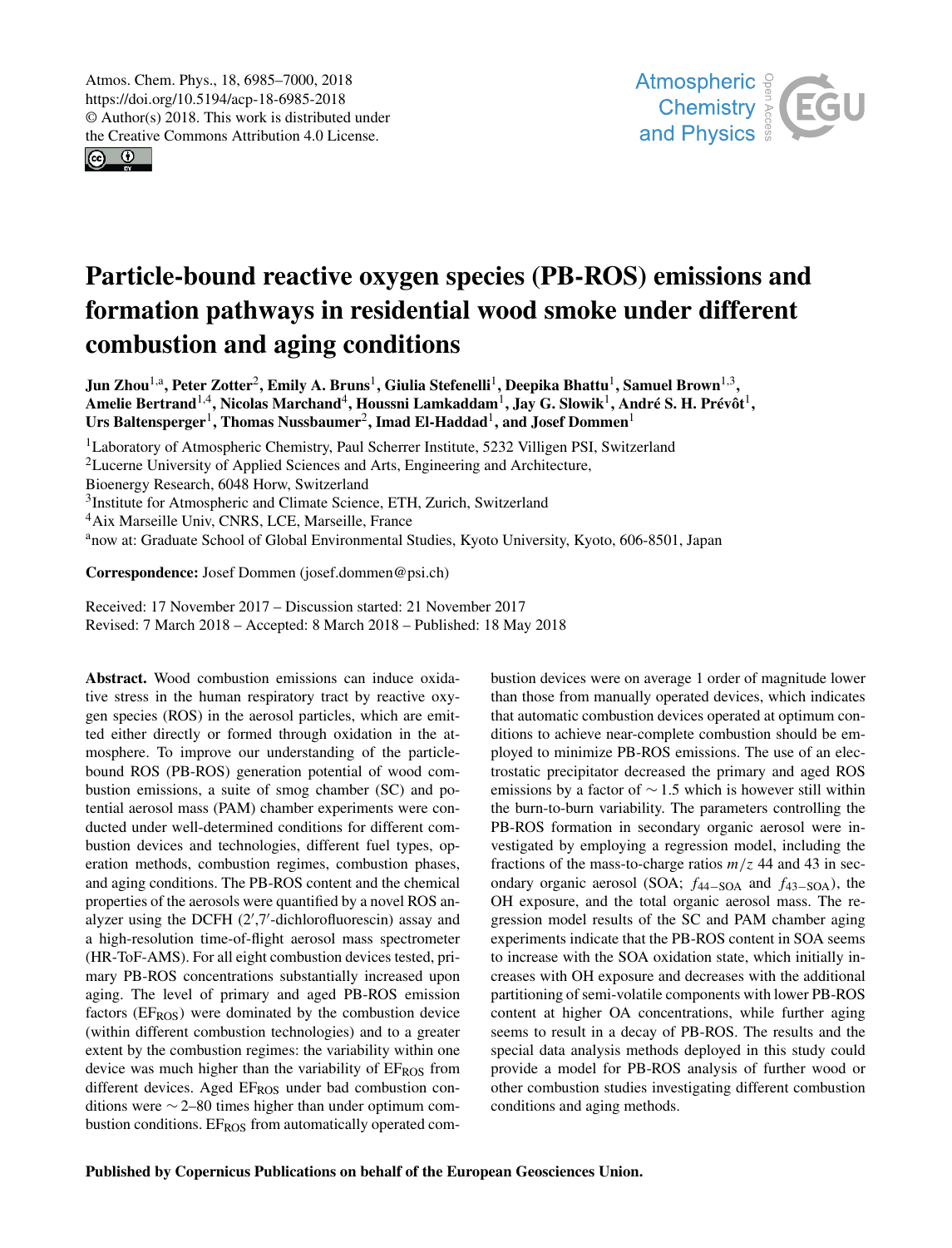# Particle-bound reactive oxygen species (PB-ROS) emissions and formation pathways in residential wood smoke under different combustion and aging conditions

Jun Zhou[1,a], Peter Zotter[2], Emily A. Bruns[1], Giulia Stefenelli[1], Deepika Bhattu[1], Samuel Brown[1,3], Amelie Bertrand[1,4], Nicolas Marchand[4], Houssni Lamkaddam[1], Jay G. Slowik[1], André S. H. Prévôt[1], Urs Baltensperger[1], Thomas Nussbaumer[2], Imad El-Haddad[1], and Josef Dommen[1]

[1]Laboratory of Atmospheric Chemistry, Paul Scherrer Institute, 5232 Villigen PSI, Switzerland
[2]Lucerne University of Applied Sciences and Arts, Engineering and Architecture, Bioenergy Research, 6048 Horw, Switzerland
[3]Institute for Atmospheric and Climate Science, ETH, Zurich, Switzerland
[4]Aix Marseille Univ, CNRS, LCE, Marseille, France
[a]now at: Graduate School of Global Environmental Studies, Kyoto University, Kyoto, 606-8501, Japan

**Correspondence:** Josef Dommen (josef.dommen@psi.ch)

Received: 17 November 2017 – Discussion started: 21 November 2017
Revised: 7 March 2018 – Accepted: 8 March 2018 – Published: 18 May 2018

**Abstract.** Wood combustion emissions can induce oxidative stress in the human respiratory tract by reactive oxygen species (ROS) in the aerosol particles, which are emitted either directly or formed through oxidation in the atmosphere. To improve our understanding of the particle-bound ROS (PB-ROS) generation potential of wood combustion emissions, a suite of smog chamber (SC) and potential aerosol mass (PAM) chamber experiments were conducted under well-determined conditions for different combustion devices and technologies, different fuel types, operation methods, combustion regimes, combustion phases, and aging conditions. The PB-ROS content and the chemical properties of the aerosols were quantified by a novel ROS analyzer using the DCFH (2′,7′-dichlorofluorescin) assay and a high-resolution time-of-flight aerosol mass spectrometer (HR-ToF-AMS). For all eight combustion devices tested, primary PB-ROS concentrations substantially increased upon aging. The level of primary and aged PB-ROS emission factors ($EF_{ROS}$) were dominated by the combustion device (within different combustion technologies) and to a greater extent by the combustion regimes: the variability within one device was much higher than the variability of $EF_{ROS}$ from different devices. Aged $EF_{ROS}$ under bad combustion conditions were ∼ 2–80 times higher than under optimum combustion conditions. $EF_{ROS}$ from automatically operated combustion devices were on average 1 order of magnitude lower than those from manually operated devices, which indicates that automatic combustion devices operated at optimum conditions to achieve near-complete combustion should be employed to minimize PB-ROS emissions. The use of an electrostatic precipitator decreased the primary and aged ROS emissions by a factor of ∼ 1.5 which is however still within the burn-to-burn variability. The parameters controlling the PB-ROS formation in secondary organic aerosol were investigated by employing a regression model, including the fractions of the mass-to-charge ratios $m/z$ 44 and 43 in secondary organic aerosol (SOA; $f_{44-SOA}$ and $f_{43-SOA}$), the OH exposure, and the total organic aerosol mass. The regression model results of the SC and PAM chamber aging experiments indicate that the PB-ROS content in SOA seems to increase with the SOA oxidation state, which initially increases with OH exposure and decreases with the additional partitioning of semi-volatile components with lower PB-ROS content at higher OA concentrations, while further aging seems to result in a decay of PB-ROS. The results and the special data analysis methods deployed in this study could provide a model for PB-ROS analysis of further wood or other combustion studies investigating different combustion conditions and aging methods.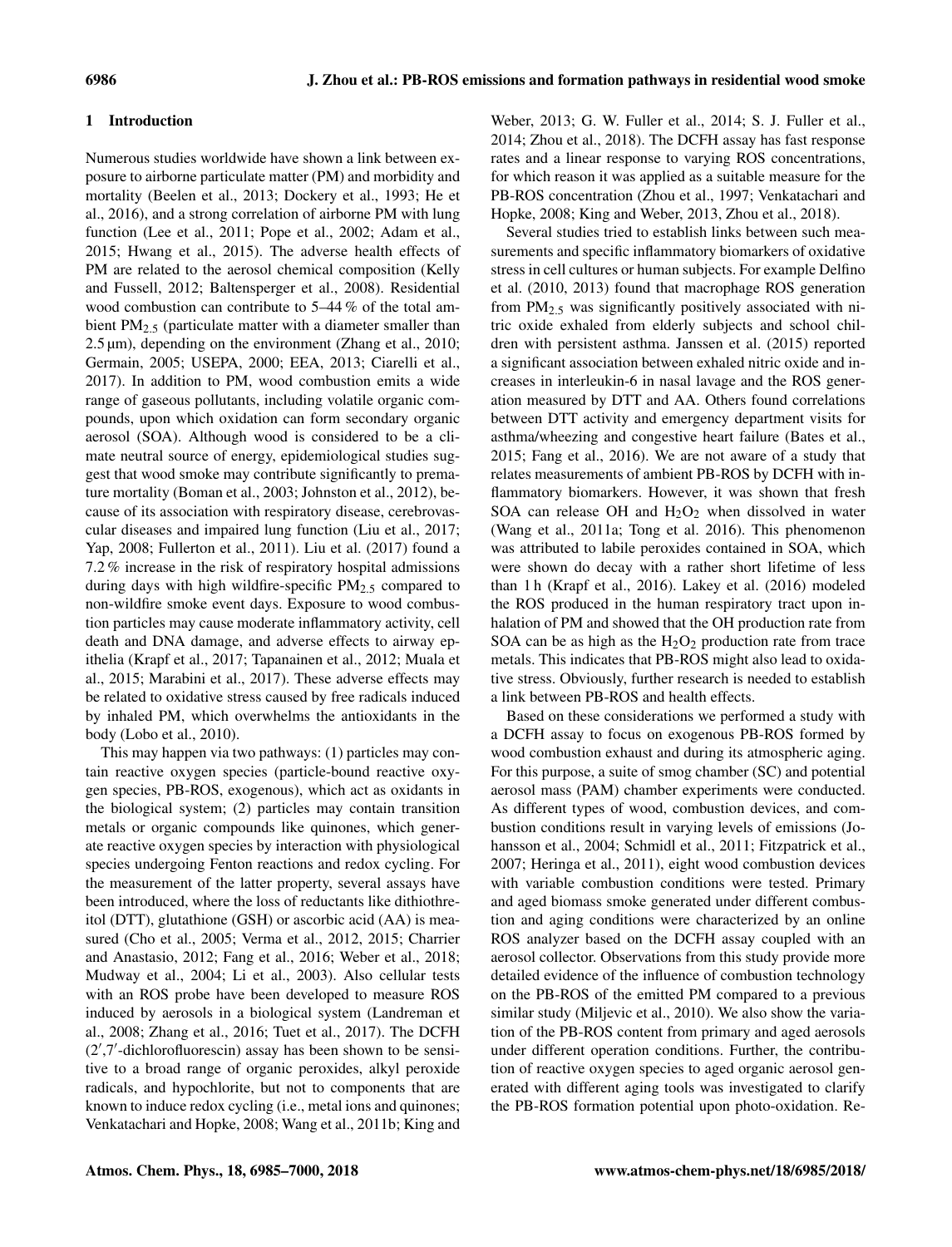## 1 Introduction

Numerous studies worldwide have shown a link between exposure to airborne particulate matter (PM) and morbidity and mortality (Beelen et al., 2013; Dockery et al., 1993; He et al., 2016), and a strong correlation of airborne PM with lung function (Lee et al., 2011; Pope et al., 2002; Adam et al., 2015; Hwang et al., 2015). The adverse health effects of PM are related to the aerosol chemical composition (Kelly and Fussell, 2012; Baltensperger et al., 2008). Residential wood combustion can contribute to 5–44 % of the total ambient $PM_{2.5}$ (particulate matter with a diameter smaller than 2.5 µm), depending on the environment (Zhang et al., 2010; Germain, 2005; USEPA, 2000; EEA, 2013; Ciarelli et al., 2017). In addition to PM, wood combustion emits a wide range of gaseous pollutants, including volatile organic compounds, upon which oxidation can form secondary organic aerosol (SOA). Although wood is considered to be a climate neutral source of energy, epidemiological studies suggest that wood smoke may contribute significantly to premature mortality (Boman et al., 2003; Johnston et al., 2012), because of its association with respiratory disease, cerebrovascular diseases and impaired lung function (Liu et al., 2017; Yap, 2008; Fullerton et al., 2011). Liu et al. (2017) found a 7.2 % increase in the risk of respiratory hospital admissions during days with high wildfire-specific $PM_{2.5}$ compared to non-wildfire smoke event days. Exposure to wood combustion particles may cause moderate inflammatory activity, cell death and DNA damage, and adverse effects to airway epithelia (Krapf et al., 2017; Tapanainen et al., 2012; Muala et al., 2015; Marabini et al., 2017). These adverse effects may be related to oxidative stress caused by free radicals induced by inhaled PM, which overwhelms the antioxidants in the body (Lobo et al., 2010).

This may happen via two pathways: (1) particles may contain reactive oxygen species (particle-bound reactive oxygen species, PB-ROS, exogenous), which act as oxidants in the biological system; (2) particles may contain transition metals or organic compounds like quinones, which generate reactive oxygen species by interaction with physiological species undergoing Fenton reactions and redox cycling. For the measurement of the latter property, several assays have been introduced, where the loss of reductants like dithiothreitol (DTT), glutathione (GSH) or ascorbic acid (AA) is measured (Cho et al., 2005; Verma et al., 2012, 2015; Charrier and Anastasio, 2012; Fang et al., 2016; Weber et al., 2018; Mudway et al., 2004; Li et al., 2003). Also cellular tests with an ROS probe have been developed to measure ROS induced by aerosols in a biological system (Landreman et al., 2008; Zhang et al., 2016; Tuet et al., 2017). The DCFH (2′,7′-dichlorofluorescin) assay has been shown to be sensitive to a broad range of organic peroxides, alkyl peroxide radicals, and hypochlorite, but not to components that are known to induce redox cycling (i.e., metal ions and quinones; Venkatachari and Hopke, 2008; Wang et al., 2011b; King and Weber, 2013; G. W. Fuller et al., 2014; S. J. Fuller et al., 2014; Zhou et al., 2018). The DCFH assay has fast response rates and a linear response to varying ROS concentrations, for which reason it was applied as a suitable measure for the PB-ROS concentration (Zhou et al., 1997; Venkatachari and Hopke, 2008; King and Weber, 2013, Zhou et al., 2018).

Several studies tried to establish links between such measurements and specific inflammatory biomarkers of oxidative stress in cell cultures or human subjects. For example Delfino et al. (2010, 2013) found that macrophage ROS generation from $PM_{2.5}$ was significantly positively associated with nitric oxide exhaled from elderly subjects and school children with persistent asthma. Janssen et al. (2015) reported a significant association between exhaled nitric oxide and increases in interleukin-6 in nasal lavage and the ROS generation measured by DTT and AA. Others found correlations between DTT activity and emergency department visits for asthma/wheezing and congestive heart failure (Bates et al., 2015; Fang et al., 2016). We are not aware of a study that relates measurements of ambient PB-ROS by DCFH with inflammatory biomarkers. However, it was shown that fresh SOA can release OH and $H_2O_2$ when dissolved in water (Wang et al., 2011a; Tong et al. 2016). This phenomenon was attributed to labile peroxides contained in SOA, which were shown do decay with a rather short lifetime of less than 1 h (Krapf et al., 2016). Lakey et al. (2016) modeled the ROS produced in the human respiratory tract upon inhalation of PM and showed that the OH production rate from SOA can be as high as the $H_2O_2$ production rate from trace metals. This indicates that PB-ROS might also lead to oxidative stress. Obviously, further research is needed to establish a link between PB-ROS and health effects.

Based on these considerations we performed a study with a DCFH assay to focus on exogenous PB-ROS formed by wood combustion exhaust and during its atmospheric aging. For this purpose, a suite of smog chamber (SC) and potential aerosol mass (PAM) chamber experiments were conducted. As different types of wood, combustion devices, and combustion conditions result in varying levels of emissions (Johansson et al., 2004; Schmidl et al., 2011; Fitzpatrick et al., 2007; Heringa et al., 2011), eight wood combustion devices with variable combustion conditions were tested. Primary and aged biomass smoke generated under different combustion and aging conditions were characterized by an online ROS analyzer based on the DCFH assay coupled with an aerosol collector. Observations from this study provide more detailed evidence of the influence of combustion technology on the PB-ROS of the emitted PM compared to a previous similar study (Miljevic et al., 2010). We also show the variation of the PB-ROS content from primary and aged aerosols under different operation conditions. Further, the contribution of reactive oxygen species to aged organic aerosol generated with different aging tools was investigated to clarify the PB-ROS formation potential upon photo-oxidation. Re-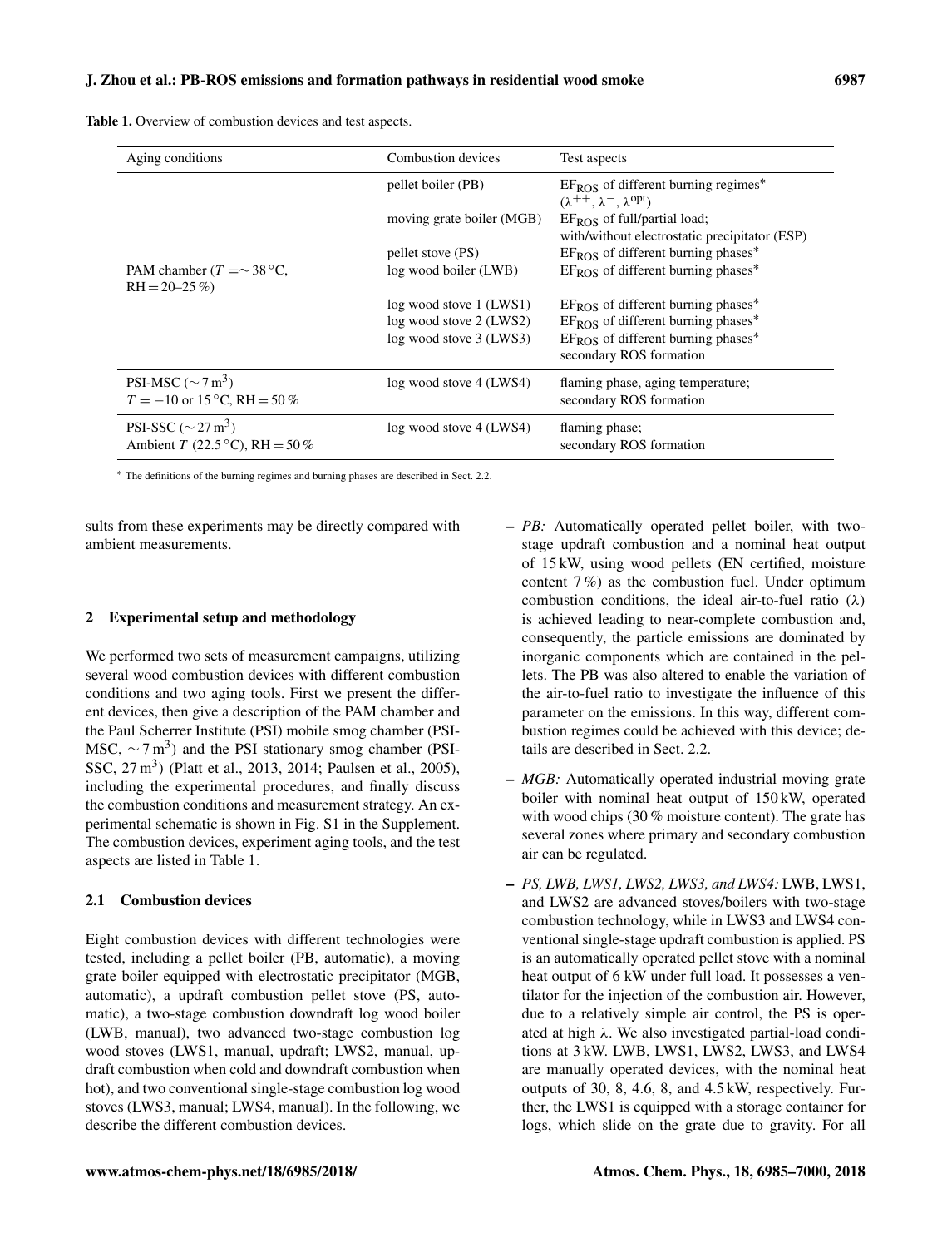**Table 1.** Overview of combustion devices and test aspects.

| Aging conditions | Combustion devices | Test aspects |
|---|---|---|
| PAM chamber ($T = \sim 38\,^{\circ}$C, RH = 20–25 %) | pellet boiler (PB) | $EF_{ROS}$ of different burning regimes* ($\lambda^{++}$, $\lambda^{-}$, $\lambda^{opt}$) |
| | moving grate boiler (MGB) | $EF_{ROS}$ of full/partial load; with/without electrostatic precipitator (ESP) |
| | pellet stove (PS) | $EF_{ROS}$ of different burning phases* |
| | log wood boiler (LWB) | $EF_{ROS}$ of different burning phases* |
| | log wood stove 1 (LWS1) | $EF_{ROS}$ of different burning phases* |
| | log wood stove 2 (LWS2) | $EF_{ROS}$ of different burning phases* |
| | log wood stove 3 (LWS3) | $EF_{ROS}$ of different burning phases* secondary ROS formation |
| PSI-MSC ($\sim 7\,m^3$) $T = -10$ or $15\,^{\circ}$C, RH = 50 % | log wood stove 4 (LWS4) | flaming phase, aging temperature; secondary ROS formation |
| PSI-SSC ($\sim 27\,m^3$) Ambient $T$ ($22.5\,^{\circ}$C), RH = 50 % | log wood stove 4 (LWS4) | flaming phase; secondary ROS formation |

* The definitions of the burning regimes and burning phases are described in Sect. 2.2.

sults from these experiments may be directly compared with ambient measurements.

## 2 Experimental setup and methodology

We performed two sets of measurement campaigns, utilizing several wood combustion devices with different combustion conditions and two aging tools. First we present the different devices, then give a description of the PAM chamber and the Paul Scherrer Institute (PSI) mobile smog chamber (PSI-MSC, $\sim 7\,m^3$) and the PSI stationary smog chamber (PSI-SSC, $27\,m^3$) (Platt et al., 2013, 2014; Paulsen et al., 2005), including the experimental procedures, and finally discuss the combustion conditions and measurement strategy. An experimental schematic is shown in Fig. S1 in the Supplement. The combustion devices, experiment aging tools, and the test aspects are listed in Table 1.

### 2.1 Combustion devices

Eight combustion devices with different technologies were tested, including a pellet boiler (PB, automatic), a moving grate boiler equipped with electrostatic precipitator (MGB, automatic), a updraft combustion pellet stove (PS, automatic), a two-stage combustion downdraft log wood boiler (LWB, manual), two advanced two-stage combustion log wood stoves (LWS1, manual, updraft; LWS2, manual, updraft combustion when cold and downdraft combustion when hot), and two conventional single-stage combustion log wood stoves (LWS3, manual; LWS4, manual). In the following, we describe the different combustion devices.

- *PB:* Automatically operated pellet boiler, with two-stage updraft combustion and a nominal heat output of 15 kW, using wood pellets (EN certified, moisture content 7 %) as the combustion fuel. Under optimum combustion conditions, the ideal air-to-fuel ratio ($\lambda$) is achieved leading to near-complete combustion and, consequently, the particle emissions are dominated by inorganic components which are contained in the pellets. The PB was also altered to enable the variation of the air-to-fuel ratio to investigate the influence of this parameter on the emissions. In this way, different combustion regimes could be achieved with this device; details are described in Sect. 2.2.
- *MGB:* Automatically operated industrial moving grate boiler with nominal heat output of 150 kW, operated with wood chips (30 % moisture content). The grate has several zones where primary and secondary combustion air can be regulated.
- *PS, LWB, LWS1, LWS2, LWS3, and LWS4:* LWB, LWS1, and LWS2 are advanced stoves/boilers with two-stage combustion technology, while in LWS3 and LWS4 conventional single-stage updraft combustion is applied. PS is an automatically operated pellet stove with a nominal heat output of 6 kW under full load. It possesses a ventilator for the injection of the combustion air. However, due to a relatively simple air control, the PS is operated at high $\lambda$. We also investigated partial-load conditions at 3 kW. LWB, LWS1, LWS2, LWS3, and LWS4 are manually operated devices, with the nominal heat outputs of 30, 8, 4.6, 8, and 4.5 kW, respectively. Further, the LWS1 is equipped with a storage container for logs, which slide on the grate due to gravity. For all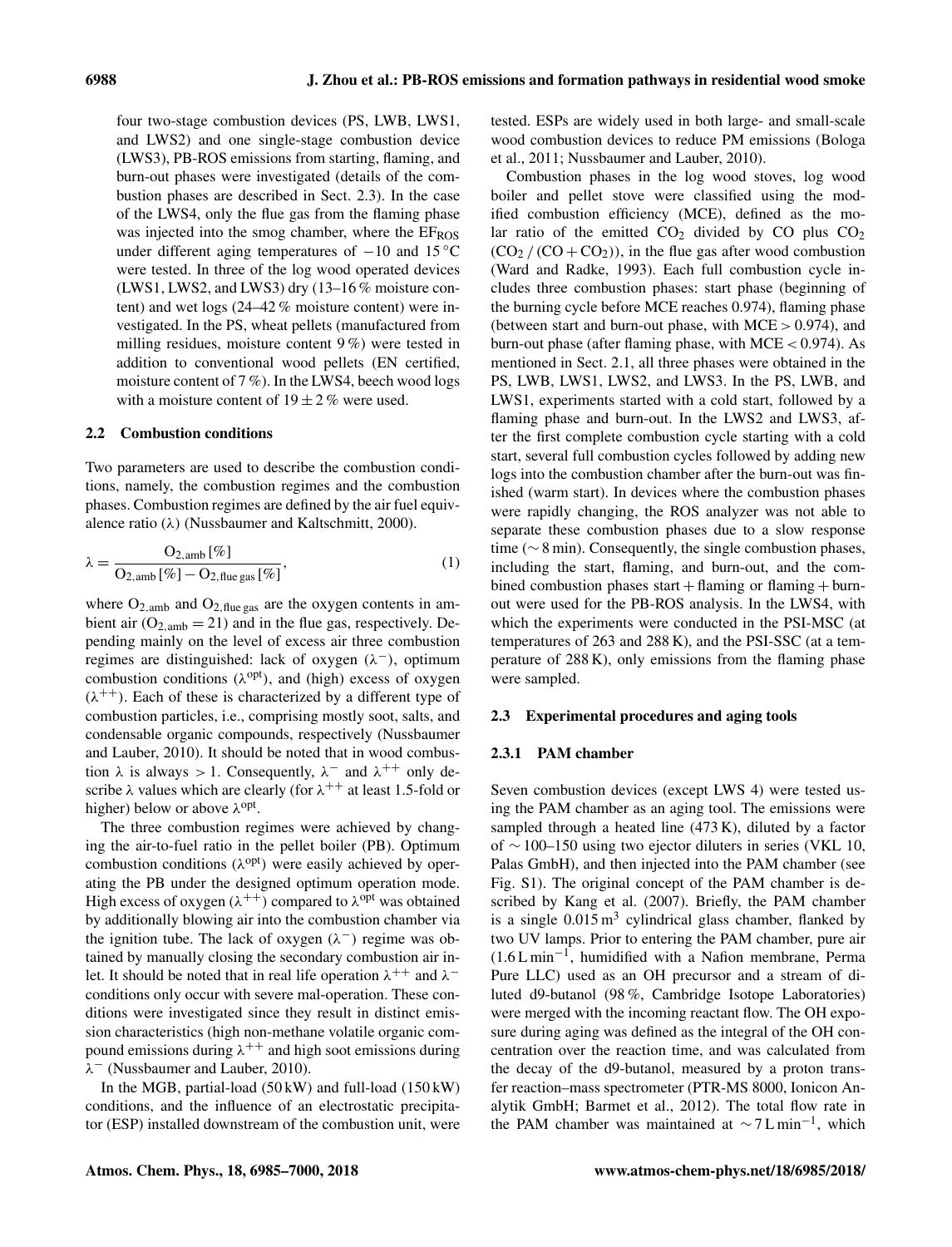four two-stage combustion devices (PS, LWB, LWS1, and LWS2) and one single-stage combustion device (LWS3), PB-ROS emissions from starting, flaming, and burn-out phases were investigated (details of the combustion phases are described in Sect. 2.3). In the case of the LWS4, only the flue gas from the flaming phase was injected into the smog chamber, where the $EF_{ROS}$ under different aging temperatures of −10 and 15 °C were tested. In three of the log wood operated devices (LWS1, LWS2, and LWS3) dry (13–16 % moisture content) and wet logs (24–42 % moisture content) were investigated. In the PS, wheat pellets (manufactured from milling residues, moisture content 9 %) were tested in addition to conventional wood pellets (EN certified, moisture content of 7 %). In the LWS4, beech wood logs with a moisture content of $19 \pm 2$ % were used.

### 2.2 Combustion conditions

Two parameters are used to describe the combustion conditions, namely, the combustion regimes and the combustion phases. Combustion regimes are defined by the air fuel equivalence ratio ($\lambda$) (Nussbaumer and Kaltschmitt, 2000).

$$\lambda = \frac{O_{2,\text{amb}}\,[\%]}{O_{2,\text{amb}}\,[\%] - O_{2,\text{flue gas}}\,[\%]}, \tag{1}$$

where $O_{2,\text{amb}}$ and $O_{2,\text{flue gas}}$ are the oxygen contents in ambient air ($O_{2,\text{amb}} = 21$) and in the flue gas, respectively. Depending mainly on the level of excess air three combustion regimes are distinguished: lack of oxygen ($\lambda^-$), optimum combustion conditions ($\lambda^{\text{opt}}$), and (high) excess of oxygen ($\lambda^{++}$). Each of these is characterized by a different type of combustion particles, i.e., comprising mostly soot, salts, and condensable organic compounds, respectively (Nussbaumer and Lauber, 2010). It should be noted that in wood combustion $\lambda$ is always $> 1$. Consequently, $\lambda^-$ and $\lambda^{++}$ only describe $\lambda$ values which are clearly (for $\lambda^{++}$ at least 1.5-fold or higher) below or above $\lambda^{\text{opt}}$.

The three combustion regimes were achieved by changing the air-to-fuel ratio in the pellet boiler (PB). Optimum combustion conditions ($\lambda^{\text{opt}}$) were easily achieved by operating the PB under the designed optimum operation mode. High excess of oxygen ($\lambda^{++}$) compared to $\lambda^{\text{opt}}$ was obtained by additionally blowing air into the combustion chamber via the ignition tube. The lack of oxygen ($\lambda^-$) regime was obtained by manually closing the secondary combustion air inlet. It should be noted that in real life operation $\lambda^{++}$ and $\lambda^-$ conditions only occur with severe mal-operation. These conditions were investigated since they result in distinct emission characteristics (high non-methane volatile organic compound emissions during $\lambda^{++}$ and high soot emissions during $\lambda^-$ (Nussbaumer and Lauber, 2010).

In the MGB, partial-load (50 kW) and full-load (150 kW) conditions, and the influence of an electrostatic precipitator (ESP) installed downstream of the combustion unit, were tested. ESPs are widely used in both large- and small-scale wood combustion devices to reduce PM emissions (Bologa et al., 2011; Nussbaumer and Lauber, 2010).

Combustion phases in the log wood stoves, log wood boiler and pellet stove were classified using the modified combustion efficiency (MCE), defined as the molar ratio of the emitted $CO_2$ divided by CO plus $CO_2$ ($CO_2 / (CO + CO_2)$), in the flue gas after wood combustion (Ward and Radke, 1993). Each full combustion cycle includes three combustion phases: start phase (beginning of the burning cycle before MCE reaches 0.974), flaming phase (between start and burn-out phase, with MCE $> 0.974$), and burn-out phase (after flaming phase, with MCE $< 0.974$). As mentioned in Sect. 2.1, all three phases were obtained in the PS, LWB, LWS1, LWS2, and LWS3. In the PS, LWB, and LWS1, experiments started with a cold start, followed by a flaming phase and burn-out. In the LWS2 and LWS3, after the first complete combustion cycle starting with a cold start, several full combustion cycles followed by adding new logs into the combustion chamber after the burn-out was finished (warm start). In devices where the combustion phases were rapidly changing, the ROS analyzer was not able to separate these combustion phases due to a slow response time (~ 8 min). Consequently, the single combustion phases, including the start, flaming, and burn-out, and the combined combustion phases start + flaming or flaming + burn-out were used for the PB-ROS analysis. In the LWS4, with which the experiments were conducted in the PSI-MSC (at temperatures of 263 and 288 K), and the PSI-SSC (at a temperature of 288 K), only emissions from the flaming phase were sampled.

### 2.3 Experimental procedures and aging tools

#### 2.3.1 PAM chamber

Seven combustion devices (except LWS 4) were tested using the PAM chamber as an aging tool. The emissions were sampled through a heated line (473 K), diluted by a factor of ~ 100–150 using two ejector diluters in series (VKL 10, Palas GmbH), and then injected into the PAM chamber (see Fig. S1). The original concept of the PAM chamber is described by Kang et al. (2007). Briefly, the PAM chamber is a single 0.015 $m^3$ cylindrical glass chamber, flanked by two UV lamps. Prior to entering the PAM chamber, pure air (1.6 L $min^{-1}$, humidified with a Nafion membrane, Perma Pure LLC) used as an OH precursor and a stream of diluted d9-butanol (98 %, Cambridge Isotope Laboratories) were merged with the incoming reactant flow. The OH exposure during aging was defined as the integral of the OH concentration over the reaction time, and was calculated from the decay of the d9-butanol, measured by a proton transfer reaction–mass spectrometer (PTR-MS 8000, Ionicon Analytik GmbH; Barmet et al., 2012). The total flow rate in the PAM chamber was maintained at ~ 7 L $min^{-1}$, which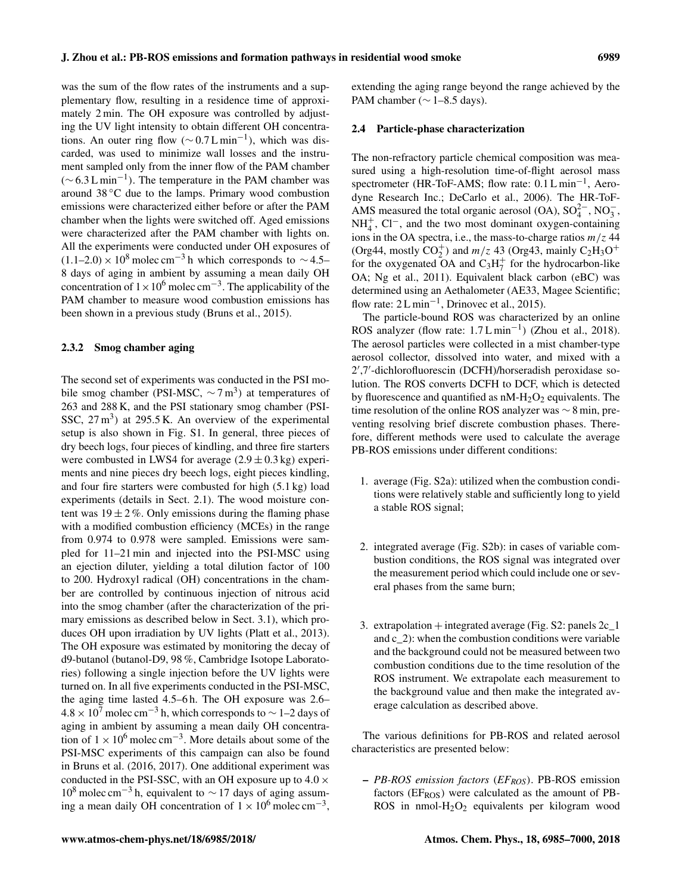was the sum of the flow rates of the instruments and a supplementary flow, resulting in a residence time of approximately 2 min. The OH exposure was controlled by adjusting the UV light intensity to obtain different OH concentrations. An outer ring flow ($\sim 0.7\,\mathrm{L\,min^{-1}}$), which was discarded, was used to minimize wall losses and the instrument sampled only from the inner flow of the PAM chamber ($\sim 6.3\,\mathrm{L\,min^{-1}}$). The temperature in the PAM chamber was around 38 °C due to the lamps. Primary wood combustion emissions were characterized either before or after the PAM chamber when the lights were switched off. Aged emissions were characterized after the PAM chamber with lights on. All the experiments were conducted under OH exposures of $(1.1–2.0) \times 10^8$ molec $\mathrm{cm^{-3}}$ h which corresponds to $\sim$4.5–8 days of aging in ambient by assuming a mean daily OH concentration of $1 \times 10^6$ molec $\mathrm{cm^{-3}}$. The applicability of the PAM chamber to measure wood combustion emissions has been shown in a previous study (Bruns et al., 2015).

### 2.3.2 Smog chamber aging

The second set of experiments was conducted in the PSI mobile smog chamber (PSI-MSC, $\sim 7\,\mathrm{m^3}$) at temperatures of 263 and 288 K, and the PSI stationary smog chamber (PSI-SSC, $27\,\mathrm{m^3}$) at 295.5 K. An overview of the experimental setup is also shown in Fig. S1. In general, three pieces of dry beech logs, four pieces of kindling, and three fire starters were combusted in LWS4 for average ($2.9 \pm 0.3$ kg) experiments and nine pieces dry beech logs, eight pieces kindling, and four fire starters were combusted for high (5.1 kg) load experiments (details in Sect. 2.1). The wood moisture content was $19 \pm 2$ %. Only emissions during the flaming phase with a modified combustion efficiency (MCEs) in the range from 0.974 to 0.978 were sampled. Emissions were sampled for 11–21 min and injected into the PSI-MSC using an ejection diluter, yielding a total dilution factor of 100 to 200. Hydroxyl radical (OH) concentrations in the chamber are controlled by continuous injection of nitrous acid into the smog chamber (after the characterization of the primary emissions as described below in Sect. 3.1), which produces OH upon irradiation by UV lights (Platt et al., 2013). The OH exposure was estimated by monitoring the decay of d9-butanol (butanol-D9, 98 %, Cambridge Isotope Laboratories) following a single injection before the UV lights were turned on. In all five experiments conducted in the PSI-MSC, the aging time lasted 4.5–6 h. The OH exposure was 2.6–$4.8 \times 10^7$ molec $\mathrm{cm^{-3}}$ h, which corresponds to $\sim$1–2 days of aging in ambient by assuming a mean daily OH concentration of $1 \times 10^6$ molec $\mathrm{cm^{-3}}$. More details about some of the PSI-MSC experiments of this campaign can also be found in Bruns et al. (2016, 2017). One additional experiment was conducted in the PSI-SSC, with an OH exposure up to $4.0 \times 10^8$ molec $\mathrm{cm^{-3}}$ h, equivalent to $\sim$17 days of aging assuming a mean daily OH concentration of $1 \times 10^6$ molec $\mathrm{cm^{-3}}$, extending the aging range beyond the range achieved by the PAM chamber ($\sim$1–8.5 days).

### 2.4 Particle-phase characterization

The non-refractory particle chemical composition was measured using a high-resolution time-of-flight aerosol mass spectrometer (HR-ToF-AMS; flow rate: $0.1\,\mathrm{L\,min^{-1}}$, Aerodyne Research Inc.; DeCarlo et al., 2006). The HR-ToF-AMS measured the total organic aerosol (OA), $SO_4^{2-}$, $NO_3^-$, $NH_4^+$, $Cl^-$, and the two most dominant oxygen-containing ions in the OA spectra, i.e., the mass-to-charge ratios $m/z$ 44 (Org44, mostly $CO_2^+$) and $m/z$ 43 (Org43, mainly $C_2H_3O^+$ for the oxygenated OA and $C_3H_7^+$ for the hydrocarbon-like OA; Ng et al., 2011). Equivalent black carbon (eBC) was determined using an Aethalometer (AE33, Magee Scientific; flow rate: $2\,\mathrm{L\,min^{-1}}$, Drinovec et al., 2015).

The particle-bound ROS was characterized by an online ROS analyzer (flow rate: $1.7\,\mathrm{L\,min^{-1}}$) (Zhou et al., 2018). The aerosol particles were collected in a mist chamber-type aerosol collector, dissolved into water, and mixed with a 2′,7′-dichlorofluorescin (DCFH)/horseradish peroxidase solution. The ROS converts DCFH to DCF, which is detected by fluorescence and quantified as nM-$H_2O_2$ equivalents. The time resolution of the online ROS analyzer was $\sim$8 min, preventing resolving brief discrete combustion phases. Therefore, different methods were used to calculate the average PB-ROS emissions under different conditions:

1. average (Fig. S2a): utilized when the combustion conditions were relatively stable and sufficiently long to yield a stable ROS signal;
2. integrated average (Fig. S2b): in cases of variable combustion conditions, the ROS signal was integrated over the measurement period which could include one or several phases from the same burn;
3. extrapolation + integrated average (Fig. S2: panels 2c_1 and c_2): when the combustion conditions were variable and the background could not be measured between two combustion conditions due to the time resolution of the ROS instrument. We extrapolate each measurement to the background value and then make the integrated average calculation as described above.

The various definitions for PB-ROS and related aerosol characteristics are presented below:

– *PB-ROS emission factors* ($EF_{ROS}$). PB-ROS emission factors ($EF_{ROS}$) were calculated as the amount of PB-ROS in nmol-$H_2O_2$ equivalents per kilogram wood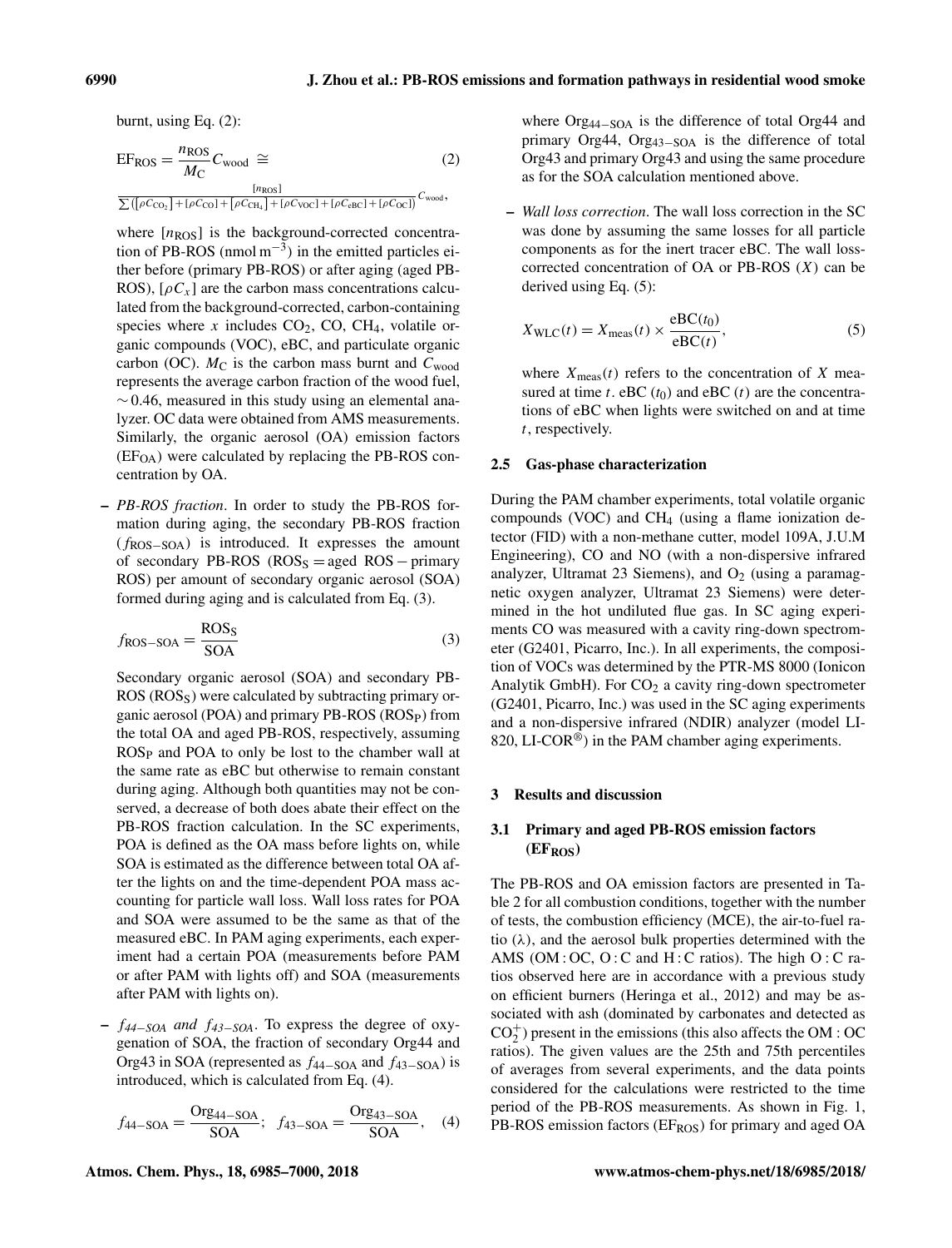burnt, using Eq. (2):

$$\mathrm{EF_{ROS}} = \frac{n_{\mathrm{ROS}}}{M_{\mathrm{C}}} C_{\mathrm{wood}} \cong \frac{[n_{\mathrm{ROS}}]}{\sum\left([\rho C_{\mathrm{CO_2}}] + [\rho C_{\mathrm{CO}}] + [\rho C_{\mathrm{CH_4}}] + [\rho C_{\mathrm{VOC}}] + [\rho C_{\mathrm{eBC}}] + [\rho C_{\mathrm{OC}}]\right)} C_{\mathrm{wood}}, \tag{2}$$

where $[n_{\mathrm{ROS}}]$ is the background-corrected concentration of PB-ROS ($\mathrm{nmol\,m^{-3}}$) in the emitted particles either before (primary PB-ROS) or after aging (aged PB-ROS), $[\rho C_x]$ are the carbon mass concentrations calculated from the background-corrected, carbon-containing species where $x$ includes $CO_2$, CO, $CH_4$, volatile organic compounds (VOC), eBC, and particulate organic carbon (OC). $M_{\mathrm{C}}$ is the carbon mass burnt and $C_{\mathrm{wood}}$ represents the average carbon fraction of the wood fuel, $\sim 0.46$, measured in this study using an elemental analyzer. OC data were obtained from AMS measurements. Similarly, the organic aerosol (OA) emission factors ($\mathrm{EF_{OA}}$) were calculated by replacing the PB-ROS concentration by OA.

– *PB-ROS fraction*. In order to study the PB-ROS formation during aging, the secondary PB-ROS fraction ($f_{\mathrm{ROS-SOA}}$) is introduced. It expresses the amount of secondary PB-ROS ($\mathrm{ROS_S}$ = aged ROS − primary ROS) per amount of secondary organic aerosol (SOA) formed during aging and is calculated from Eq. (3).

$$f_{\mathrm{ROS-SOA}} = \frac{\mathrm{ROS_S}}{\mathrm{SOA}} \tag{3}$$

Secondary organic aerosol (SOA) and secondary PB-ROS ($\mathrm{ROS_S}$) were calculated by subtracting primary organic aerosol (POA) and primary PB-ROS ($\mathrm{ROS_P}$) from the total OA and aged PB-ROS, respectively, assuming $\mathrm{ROS_P}$ and POA to only be lost to the chamber wall at the same rate as eBC but otherwise to remain constant during aging. Although both quantities may not be conserved, a decrease of both does abate their effect on the PB-ROS fraction calculation. In the SC experiments, POA is defined as the OA mass before lights on, while SOA is estimated as the difference between total OA after the lights on and the time-dependent POA mass accounting for particle wall loss. Wall loss rates for POA and SOA were assumed to be the same as that of the measured eBC. In PAM aging experiments, each experiment had a certain POA (measurements before PAM or after PAM with lights off) and SOA (measurements after PAM with lights on).

– *$f_{44-SOA}$ and $f_{43-SOA}$*. To express the degree of oxygenation of SOA, the fraction of secondary Org44 and Org43 in SOA (represented as $f_{44-\mathrm{SOA}}$ and $f_{43-\mathrm{SOA}}$) is introduced, which is calculated from Eq. (4).

$$f_{44-\mathrm{SOA}} = \frac{\mathrm{Org}_{44-\mathrm{SOA}}}{\mathrm{SOA}}; \quad f_{43-\mathrm{SOA}} = \frac{\mathrm{Org}_{43-\mathrm{SOA}}}{\mathrm{SOA}}, \tag{4}$$

where $\mathrm{Org}_{44-\mathrm{SOA}}$ is the difference of total Org44 and primary Org44, $\mathrm{Org}_{43-\mathrm{SOA}}$ is the difference of total Org43 and primary Org43 and using the same procedure as for the SOA calculation mentioned above.

– *Wall loss correction*. The wall loss correction in the SC was done by assuming the same losses for all particle components as for the inert tracer eBC. The wall loss-corrected concentration of OA or PB-ROS ($X$) can be derived using Eq. (5):

$$X_{\mathrm{WLC}}(t) = X_{\mathrm{meas}}(t) \times \frac{\mathrm{eBC}(t_0)}{\mathrm{eBC}(t)}, \tag{5}$$

where $X_{\mathrm{meas}}(t)$ refers to the concentration of $X$ measured at time $t$. eBC ($t_0$) and eBC ($t$) are the concentrations of eBC when lights were switched on and at time $t$, respectively.

### 2.5 Gas-phase characterization

During the PAM chamber experiments, total volatile organic compounds (VOC) and $CH_4$ (using a flame ionization detector (FID) with a non-methane cutter, model 109A, J.U.M Engineering), CO and NO (with a non-dispersive infrared analyzer, Ultramat 23 Siemens), and $O_2$ (using a paramagnetic oxygen analyzer, Ultramat 23 Siemens) were determined in the hot undiluted flue gas. In SC aging experiments CO was measured with a cavity ring-down spectrometer (G2401, Picarro, Inc.). In all experiments, the composition of VOCs was determined by the PTR-MS 8000 (Ionicon Analytik GmbH). For $CO_2$ a cavity ring-down spectrometer (G2401, Picarro, Inc.) was used in the SC aging experiments and a non-dispersive infrared (NDIR) analyzer (model LI-820, LI-COR®) in the PAM chamber aging experiments.

## 3 Results and discussion

### 3.1 Primary and aged PB-ROS emission factors ($\mathrm{EF_{ROS}}$)

The PB-ROS and OA emission factors are presented in Table 2 for all combustion conditions, together with the number of tests, the combustion efficiency (MCE), the air-to-fuel ratio ($\lambda$), and the aerosol bulk properties determined with the AMS (OM : OC, O : C and H : C ratios). The high O : C ratios observed here are in accordance with a previous study on efficient burners (Heringa et al., 2012) and may be associated with ash (dominated by carbonates and detected as $CO_2^+$) present in the emissions (this also affects the OM : OC ratios). The given values are the 25th and 75th percentiles of averages from several experiments, and the data points considered for the calculations were restricted to the time period of the PB-ROS measurements. As shown in Fig. 1, PB-ROS emission factors ($\mathrm{EF_{ROS}}$) for primary and aged OA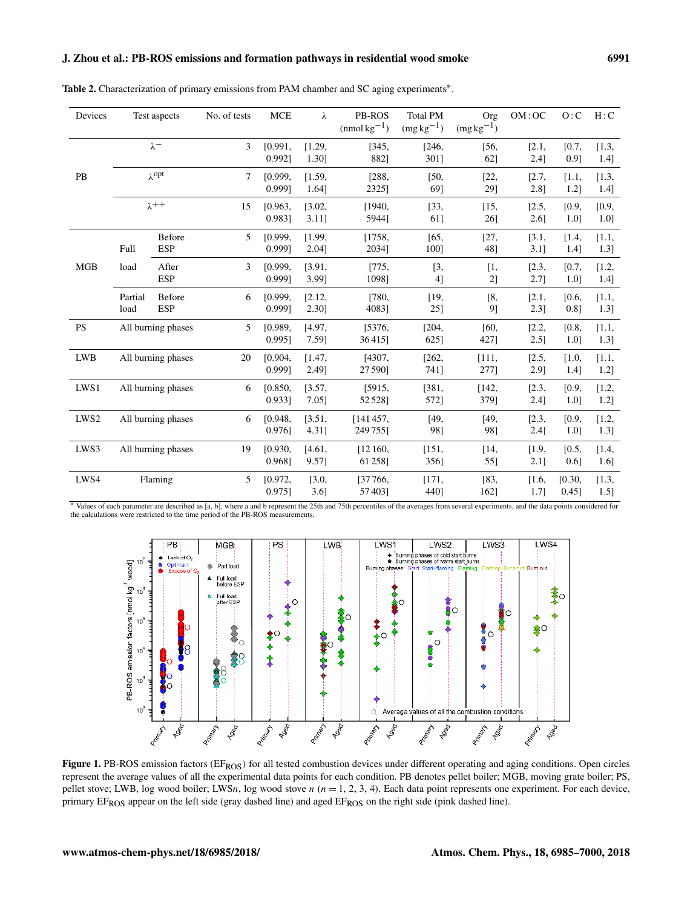**Table 2.** Characterization of primary emissions from PAM chamber and SC aging experiments*.

| Devices | Test aspects | | No. of tests | MCE | $\lambda$ | PB-ROS (nmol $kg^{-1}$) | Total PM (mg $kg^{-1}$) | Org (mg $kg^{-1}$) | OM : OC | O : C | H : C |
|---|---|---|---|---|---|---|---|---|---|---|---|
| PB | $\lambda^{-}$ | | 3 | [0.991, 0.992] | [1.29, 1.30] | [345, 882] | [246, 301] | [56, 62] | [2.1, 2.4] | [0.7, 0.9] | [1.3, 1.4] |
| | $\lambda^{opt}$ | | 7 | [0.999, 0.999] | [1.59, 1.64] | [288, 2325] | [50, 69] | [22, 29] | [2.7, 2.8] | [1.1, 1.2] | [1.3, 1.4] |
| | $\lambda^{++}$ | | 15 | [0.963, 0.983] | [3.02, 3.11] | [1940, 5944] | [33, 61] | [15, 26] | [2.5, 2.6] | [0.9, 1.0] | [0.9, 1.0] |
| MGB | Full load | Before ESP | 5 | [0.999, 0.999] | [1.99, 2.04] | [1758, 2034] | [65, 100] | [27, 48] | [3.1, 3.1] | [1.4, 1.4] | [1.1, 1.3] |
| | | After ESP | 3 | [0.999, 0.999] | [3.91, 3.99] | [775, 1098] | [3, 4] | [1, 2] | [2.3, 2.7] | [0.7, 1.0] | [1.2, 1.4] |
| | Partial load | Before ESP | 6 | [0.999, 0.999] | [2.12, 2.30] | [780, 4083] | [19, 25] | [8, 9] | [2.1, 2.3] | [0.6, 0.8] | [1.1, 1.3] |
| PS | All burning phases | | 5 | [0.989, 0.995] | [4.97, 7.59] | [5376, 36 415] | [204, 625] | [60, 427] | [2.2, 2.5] | [0.8, 1.0] | [1.1, 1.3] |
| LWB | All burning phases | | 20 | [0.904, 0.999] | [1.47, 2.49] | [4307, 27 590] | [262, 741] | [111, 277] | [2.5, 2.9] | [1.0, 1.4] | [1.1, 1.2] |
| LWS1 | All burning phases | | 6 | [0.850, 0.933] | [3.57, 7.05] | [5915, 52 528] | [381, 572] | [142, 379] | [2.3, 2.4] | [0.9, 1.0] | [1.2, 1.2] |
| LWS2 | All burning phases | | 6 | [0.948, 0.976] | [3.51, 4.31] | [141 457, 249 755] | [49, 98] | [49, 98] | [2.3, 2.4] | [0.9, 1.0] | [1.2, 1.3] |
| LWS3 | All burning phases | | 19 | [0.930, 0.968] | [4.61, 9.57] | [12 160, 61 258] | [151, 356] | [14, 55] | [1.9, 2.1] | [0.5, 0.6] | [1.4, 1.6] |
| LWS4 | Flaming | | 5 | [0.972, 0.975] | [3.0, 3.6] | [37 766, 57 403] | [171, 440] | [83, 162] | [1.6, 1.7] | [0.30, 0.45] | [1.3, 1.5] |

* Values of each parameter are described as [a, b], where a and b represent the 25th and 75th percentiles of the averages from several experiments, and the data points considered for the calculations were restricted to the time period of the PB-ROS measurements.

**Figure 1.** PB-ROS emission factors ($EF_{ROS}$) for all tested combustion devices under different operating and aging conditions. Open circles represent the average values of all the experimental data points for each condition. PB denotes pellet boiler; MGB, moving grate boiler; PS, pellet stove; LWB, log wood boiler; LWS*n*, log wood stove *n* ($n = 1, 2, 3, 4$). Each data point represents one experiment. For each device, primary $EF_{ROS}$ appear on the left side (gray dashed line) and aged $EF_{ROS}$ on the right side (pink dashed line).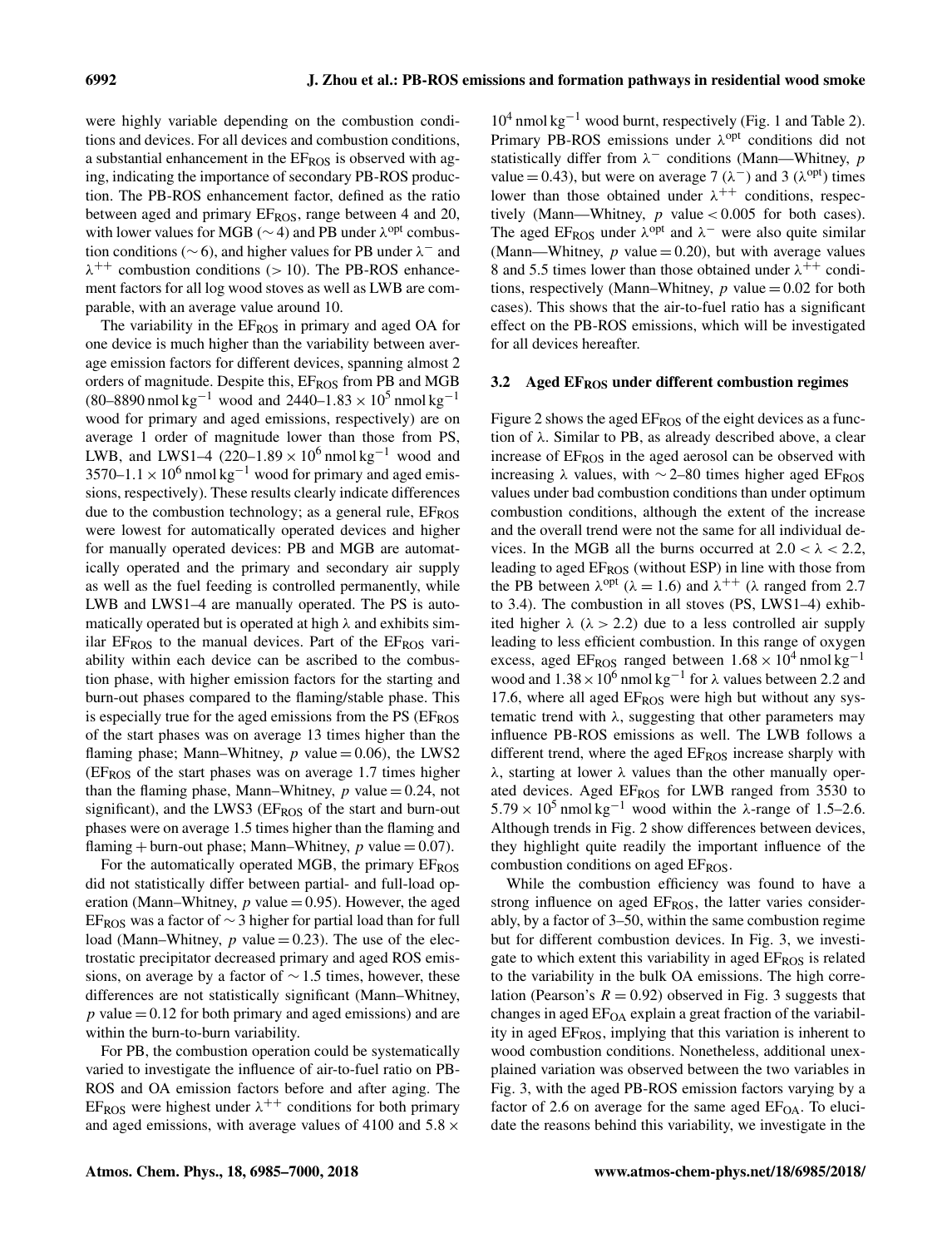were highly variable depending on the combustion conditions and devices. For all devices and combustion conditions, a substantial enhancement in the $EF_{ROS}$ is observed with aging, indicating the importance of secondary PB-ROS production. The PB-ROS enhancement factor, defined as the ratio between aged and primary $EF_{ROS}$, range between 4 and 20, with lower values for MGB ($\sim 4$) and PB under $\lambda^{opt}$ combustion conditions ($\sim 6$), and higher values for PB under $\lambda^{-}$ and $\lambda^{++}$ combustion conditions ($> 10$). The PB-ROS enhancement factors for all log wood stoves as well as LWB are comparable, with an average value around 10.

The variability in the $EF_{ROS}$ in primary and aged OA for one device is much higher than the variability between average emission factors for different devices, spanning almost 2 orders of magnitude. Despite this, $EF_{ROS}$ from PB and MGB (80–8890 $nmol\,kg^{-1}$ wood and 2440–$1.83 \times 10^5$ $nmol\,kg^{-1}$ wood for primary and aged emissions, respectively) are on average 1 order of magnitude lower than those from PS, LWB, and LWS1–4 (220–$1.89 \times 10^6$ $nmol\,kg^{-1}$ wood and 3570–$1.1 \times 10^6$ $nmol\,kg^{-1}$ wood for primary and aged emissions, respectively). These results clearly indicate differences due to the combustion technology; as a general rule, $EF_{ROS}$ were lowest for automatically operated devices and higher for manually operated devices: PB and MGB are automatically operated and the primary and secondary air supply as well as the fuel feeding is controlled permanently, while LWB and LWS1–4 are manually operated. The PS is automatically operated but is operated at high $\lambda$ and exhibits similar $EF_{ROS}$ to the manual devices. Part of the $EF_{ROS}$ variability within each device can be ascribed to the combustion phase, with higher emission factors for the starting and burn-out phases compared to the flaming/stable phase. This is especially true for the aged emissions from the PS ($EF_{ROS}$ of the start phases was on average 13 times higher than the flaming phase; Mann–Whitney, $p$ value $= 0.06$), the LWS2 ($EF_{ROS}$ of the start phases was on average 1.7 times higher than the flaming phase, Mann–Whitney, $p$ value $= 0.24$, not significant), and the LWS3 ($EF_{ROS}$ of the start and burn-out phases were on average 1.5 times higher than the flaming and flaming + burn-out phase; Mann–Whitney, $p$ value $= 0.07$).

For the automatically operated MGB, the primary $EF_{ROS}$ did not statistically differ between partial- and full-load operation (Mann–Whitney, $p$ value $= 0.95$). However, the aged $EF_{ROS}$ was a factor of $\sim 3$ higher for partial load than for full load (Mann–Whitney, $p$ value $= 0.23$). The use of the electrostatic precipitator decreased primary and aged ROS emissions, on average by a factor of $\sim 1.5$ times, however, these differences are not statistically significant (Mann–Whitney, $p$ value $= 0.12$ for both primary and aged emissions) and are within the burn-to-burn variability.

For PB, the combustion operation could be systematically varied to investigate the influence of air-to-fuel ratio on PB-ROS and OA emission factors before and after aging. The $EF_{ROS}$ were highest under $\lambda^{++}$ conditions for both primary and aged emissions, with average values of 4100 and $5.8 \times 10^4$ $nmol\,kg^{-1}$ wood burnt, respectively (Fig. 1 and Table 2). Primary PB-ROS emissions under $\lambda^{opt}$ conditions did not statistically differ from $\lambda^{-}$ conditions (Mann—Whitney, $p$ value $= 0.43$), but were on average 7 ($\lambda^{-}$) and 3 ($\lambda^{opt}$) times lower than those obtained under $\lambda^{++}$ conditions, respectively (Mann—Whitney, $p$ value $< 0.005$ for both cases). The aged $EF_{ROS}$ under $\lambda^{opt}$ and $\lambda^{-}$ were also quite similar (Mann—Whitney, $p$ value $= 0.20$), but with average values 8 and 5.5 times lower than those obtained under $\lambda^{++}$ conditions, respectively (Mann–Whitney, $p$ value $= 0.02$ for both cases). This shows that the air-to-fuel ratio has a significant effect on the PB-ROS emissions, which will be investigated for all devices hereafter.

### 3.2 Aged $EF_{ROS}$ under different combustion regimes

Figure 2 shows the aged $EF_{ROS}$ of the eight devices as a function of $\lambda$. Similar to PB, as already described above, a clear increase of $EF_{ROS}$ in the aged aerosol can be observed with increasing $\lambda$ values, with $\sim 2$–80 times higher aged $EF_{ROS}$ values under bad combustion conditions than under optimum combustion conditions, although the extent of the increase and the overall trend were not the same for all individual devices. In the MGB all the burns occurred at $2.0 < \lambda < 2.2$, leading to aged $EF_{ROS}$ (without ESP) in line with those from the PB between $\lambda^{opt}$ ($\lambda = 1.6$) and $\lambda^{++}$ ($\lambda$ ranged from 2.7 to 3.4). The combustion in all stoves (PS, LWS1–4) exhibited higher $\lambda$ ($\lambda > 2.2$) due to a less controlled air supply leading to less efficient combustion. In this range of oxygen excess, aged $EF_{ROS}$ ranged between $1.68 \times 10^4$ $nmol\,kg^{-1}$ wood and $1.38 \times 10^6$ $nmol\,kg^{-1}$ for $\lambda$ values between 2.2 and 17.6, where all aged $EF_{ROS}$ were high but without any systematic trend with $\lambda$, suggesting that other parameters may influence PB-ROS emissions as well. The LWB follows a different trend, where the aged $EF_{ROS}$ increase sharply with $\lambda$, starting at lower $\lambda$ values than the other manually operated devices. Aged $EF_{ROS}$ for LWB ranged from 3530 to $5.79 \times 10^5$ $nmol\,kg^{-1}$ wood within the $\lambda$-range of 1.5–2.6. Although trends in Fig. 2 show differences between devices, they highlight quite readily the important influence of the combustion conditions on aged $EF_{ROS}$.

While the combustion efficiency was found to have a strong influence on aged $EF_{ROS}$, the latter varies considerably, by a factor of 3–50, within the same combustion regime but for different combustion devices. In Fig. 3, we investigate to which extent this variability in aged $EF_{ROS}$ is related to the variability in the bulk OA emissions. The high correlation (Pearson's $R = 0.92$) observed in Fig. 3 suggests that changes in aged $EF_{OA}$ explain a great fraction of the variability in aged $EF_{ROS}$, implying that this variation is inherent to wood combustion conditions. Nonetheless, additional unexplained variation was observed between the two variables in Fig. 3, with the aged PB-ROS emission factors varying by a factor of 2.6 on average for the same aged $EF_{OA}$. To elucidate the reasons behind this variability, we investigate in the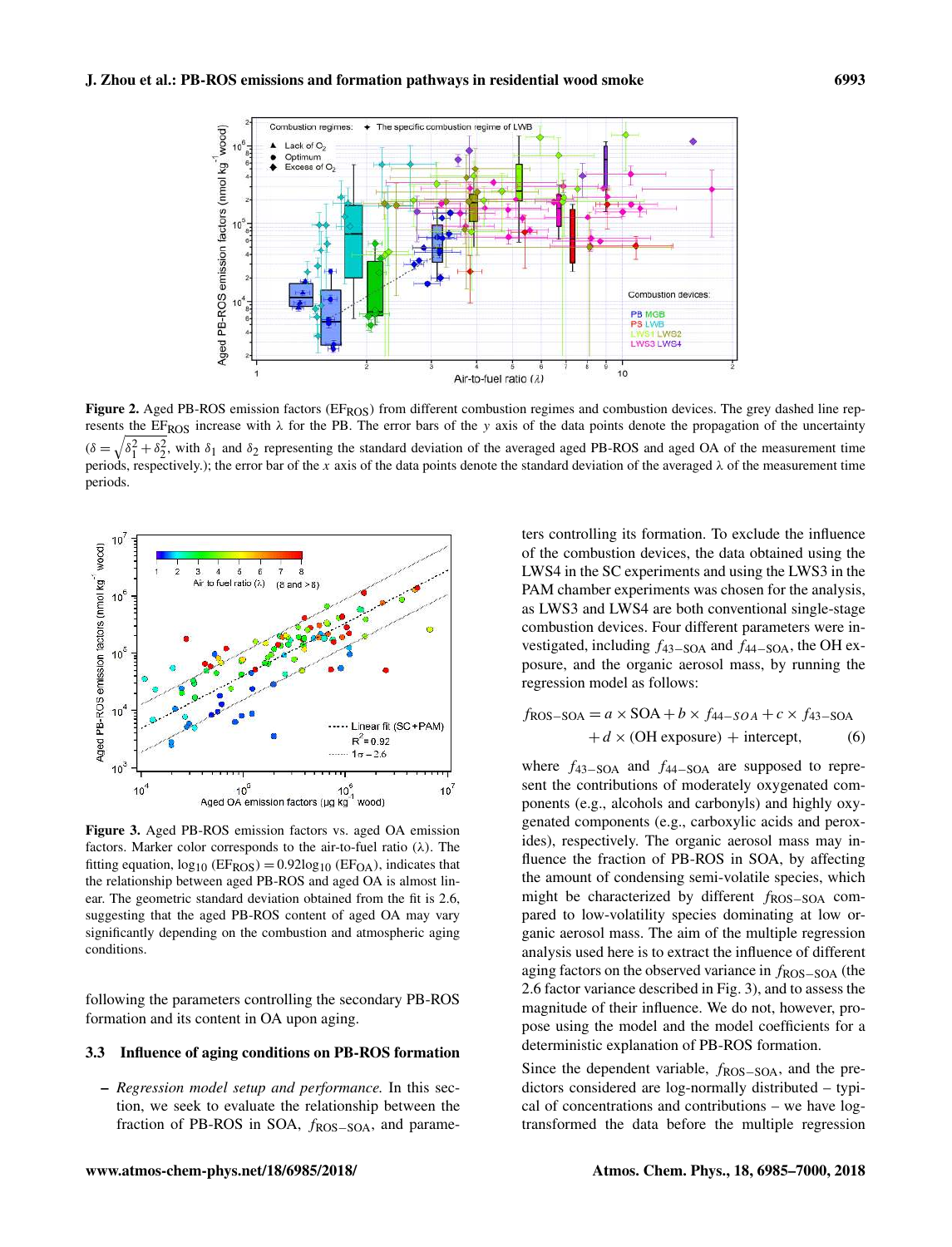**Figure 2.** Aged PB-ROS emission factors ($EF_{ROS}$) from different combustion regimes and combustion devices. The grey dashed line represents the $EF_{ROS}$ increase with $\lambda$ for the PB. The error bars of the $y$ axis of the data points denote the propagation of the uncertainty ($\delta = \sqrt{\delta_1^2 + \delta_2^2}$, with $\delta_1$ and $\delta_2$ representing the standard deviation of the averaged aged PB-ROS and aged OA of the measurement time periods, respectively.); the error bar of the $x$ axis of the data points denote the standard deviation of the averaged $\lambda$ of the measurement time periods.

**Figure 3.** Aged PB-ROS emission factors vs. aged OA emission factors. Marker color corresponds to the air-to-fuel ratio ($\lambda$). The fitting equation, $\log_{10}(EF_{ROS}) = 0.92\log_{10}(EF_{OA})$, indicates that the relationship between aged PB-ROS and aged OA is almost linear. The geometric standard deviation obtained from the fit is 2.6, suggesting that the aged PB-ROS content of aged OA may vary significantly depending on the combustion and atmospheric aging conditions.

following the parameters controlling the secondary PB-ROS formation and its content in OA upon aging.

### 3.3 Influence of aging conditions on PB-ROS formation

– *Regression model setup and performance.* In this section, we seek to evaluate the relationship between the fraction of PB-ROS in SOA, $f_{ROS-SOA}$, and parameters controlling its formation. To exclude the influence of the combustion devices, the data obtained using the LWS4 in the SC experiments and using the LWS3 in the PAM chamber experiments was chosen for the analysis, as LWS3 and LWS4 are both conventional single-stage combustion devices. Four different parameters were investigated, including $f_{43-SOA}$ and $f_{44-SOA}$, the OH exposure, and the organic aerosol mass, by running the regression model as follows:

$$f_{ROS-SOA} = a \times SOA + b \times f_{44-SOA} + c \times f_{43-SOA} + d \times (\text{OH exposure}) + \text{intercept}, \qquad (6)$$

where $f_{43-SOA}$ and $f_{44-SOA}$ are supposed to represent the contributions of moderately oxygenated components (e.g., alcohols and carbonyls) and highly oxygenated components (e.g., carboxylic acids and peroxides), respectively. The organic aerosol mass may influence the fraction of PB-ROS in SOA, by affecting the amount of condensing semi-volatile species, which might be characterized by different $f_{ROS-SOA}$ compared to low-volatility species dominating at low organic aerosol mass. The aim of the multiple regression analysis used here is to extract the influence of different aging factors on the observed variance in $f_{ROS-SOA}$ (the 2.6 factor variance described in Fig. 3), and to assess the magnitude of their influence. We do not, however, propose using the model and the model coefficients for a deterministic explanation of PB-ROS formation.

Since the dependent variable, $f_{ROS-SOA}$, and the predictors considered are log-normally distributed – typical of concentrations and contributions – we have log-transformed the data before the multiple regression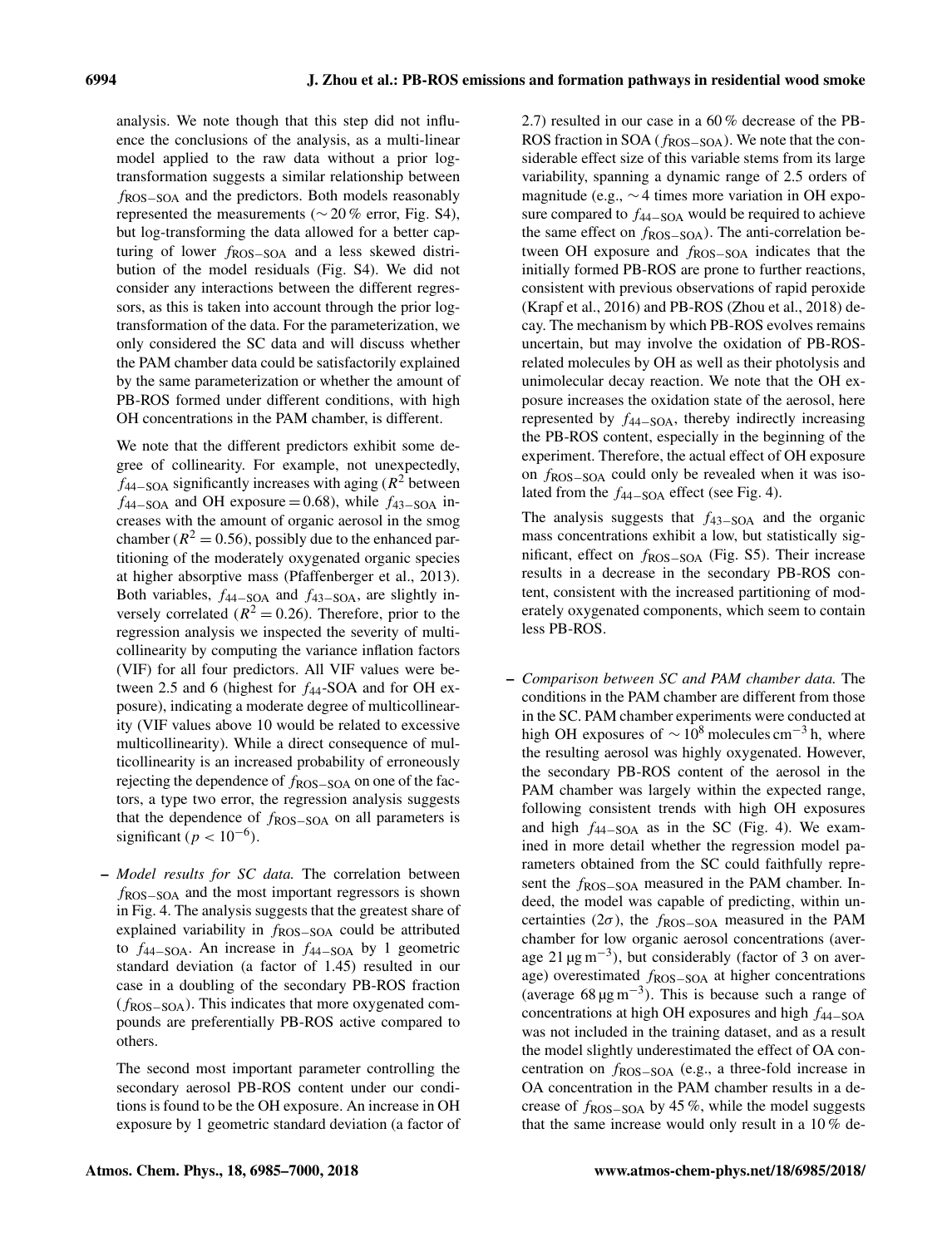analysis. We note though that this step did not influence the conclusions of the analysis, as a multi-linear model applied to the raw data without a prior log-transformation suggests a similar relationship between $f_{ROS-SOA}$ and the predictors. Both models reasonably represented the measurements ($\sim 20\,\%$ error, Fig. S4), but log-transforming the data allowed for a better capturing of lower $f_{ROS-SOA}$ and a less skewed distribution of the model residuals (Fig. S4). We did not consider any interactions between the different regressors, as this is taken into account through the prior log-transformation of the data. For the parameterization, we only considered the SC data and will discuss whether the PAM chamber data could be satisfactorily explained by the same parameterization or whether the amount of PB-ROS formed under different conditions, with high OH concentrations in the PAM chamber, is different.

We note that the different predictors exhibit some degree of collinearity. For example, not unexpectedly, $f_{44-SOA}$ significantly increases with aging ($R^2$ between $f_{44-SOA}$ and OH exposure $= 0.68$), while $f_{43-SOA}$ increases with the amount of organic aerosol in the smog chamber ($R^2 = 0.56$), possibly due to the enhanced partitioning of the moderately oxygenated organic species at higher absorptive mass (Pfaffenberger et al., 2013). Both variables, $f_{44-SOA}$ and $f_{43-SOA}$, are slightly inversely correlated ($R^2 = 0.26$). Therefore, prior to the regression analysis we inspected the severity of multicollinearity by computing the variance inflation factors (VIF) for all four predictors. All VIF values were between 2.5 and 6 (highest for $f_{44}$-SOA and for OH exposure), indicating a moderate degree of multicollinearity (VIF values above 10 would be related to excessive multicollinearity). While a direct consequence of multicollinearity is an increased probability of erroneously rejecting the dependence of $f_{ROS-SOA}$ on one of the factors, a type two error, the regression analysis suggests that the dependence of $f_{ROS-SOA}$ on all parameters is significant ($p < 10^{-6}$).

– *Model results for SC data.* The correlation between $f_{ROS-SOA}$ and the most important regressors is shown in Fig. 4. The analysis suggests that the greatest share of explained variability in $f_{ROS-SOA}$ could be attributed to $f_{44-SOA}$. An increase in $f_{44-SOA}$ by 1 geometric standard deviation (a factor of 1.45) resulted in our case in a doubling of the secondary PB-ROS fraction ($f_{ROS-SOA}$). This indicates that more oxygenated compounds are preferentially PB-ROS active compared to others.

  The second most important parameter controlling the secondary aerosol PB-ROS content under our conditions is found to be the OH exposure. An increase in OH exposure by 1 geometric standard deviation (a factor of 2.7) resulted in our case in a 60 % decrease of the PB-ROS fraction in SOA ($f_{ROS-SOA}$). We note that the considerable effect size of this variable stems from its large variability, spanning a dynamic range of 2.5 orders of magnitude (e.g., $\sim 4$ times more variation in OH exposure compared to $f_{44-SOA}$ would be required to achieve the same effect on $f_{ROS-SOA}$). The anti-correlation between OH exposure and $f_{ROS-SOA}$ indicates that the initially formed PB-ROS are prone to further reactions, consistent with previous observations of rapid peroxide (Krapf et al., 2016) and PB-ROS (Zhou et al., 2018) decay. The mechanism by which PB-ROS evolves remains uncertain, but may involve the oxidation of PB-ROS-related molecules by OH as well as their photolysis and unimolecular decay reaction. We note that the OH exposure increases the oxidation state of the aerosol, here represented by $f_{44-SOA}$, thereby indirectly increasing the PB-ROS content, especially in the beginning of the experiment. Therefore, the actual effect of OH exposure on $f_{ROS-SOA}$ could only be revealed when it was isolated from the $f_{44-SOA}$ effect (see Fig. 4).

  The analysis suggests that $f_{43-SOA}$ and the organic mass concentrations exhibit a low, but statistically significant, effect on $f_{ROS-SOA}$ (Fig. S5). Their increase results in a decrease in the secondary PB-ROS content, consistent with the increased partitioning of moderately oxygenated components, which seem to contain less PB-ROS.

– *Comparison between SC and PAM chamber data.* The conditions in the PAM chamber are different from those in the SC. PAM chamber experiments were conducted at high OH exposures of $\sim 10^8$ molecules $\mathrm{cm^{-3}}$ h, where the resulting aerosol was highly oxygenated. However, the secondary PB-ROS content of the aerosol in the PAM chamber was largely within the expected range, following consistent trends with high OH exposures and high $f_{44-SOA}$ as in the SC (Fig. 4). We examined in more detail whether the regression model parameters obtained from the SC could faithfully represent the $f_{ROS-SOA}$ measured in the PAM chamber. Indeed, the model was capable of predicting, within uncertainties ($2\sigma$), the $f_{ROS-SOA}$ measured in the PAM chamber for low organic aerosol concentrations (average $21\,\mathrm{\mu g\,m^{-3}}$), but considerably (factor of 3 on average) overestimated $f_{ROS-SOA}$ at higher concentrations (average $68\,\mathrm{\mu g\,m^{-3}}$). This is because such a range of concentrations at high OH exposures and high $f_{44-SOA}$ was not included in the training dataset, and as a result the model slightly underestimated the effect of OA concentration on $f_{ROS-SOA}$ (e.g., a three-fold increase in OA concentration in the PAM chamber results in a decrease of $f_{ROS-SOA}$ by 45 %, while the model suggests that the same increase would only result in a 10 % de-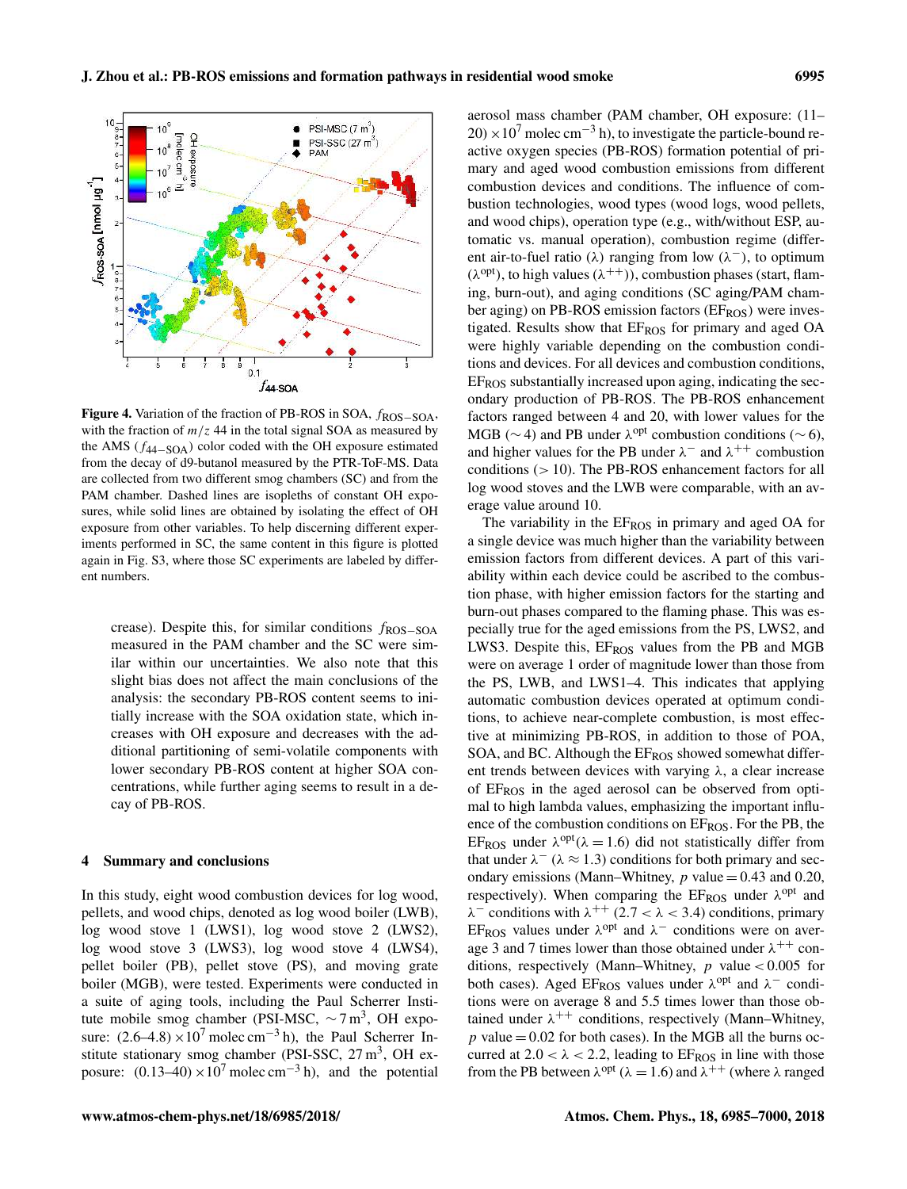Figure 4. Variation of the fraction of PB-ROS in SOA, $f_{ROS-SOA}$, with the fraction of $m/z$ 44 in the total signal SOA as measured by the AMS ($f_{44-SOA}$) color coded with the OH exposure estimated from the decay of d9-butanol measured by the PTR-ToF-MS. Data are collected from two different smog chambers (SC) and from the PAM chamber. Dashed lines are isopleths of constant OH exposures, while solid lines are obtained by isolating the effect of OH exposure from other variables. To help discerning different experiments performed in SC, the same content in this figure is plotted again in Fig. S3, where those SC experiments are labeled by different numbers.

crease). Despite this, for similar conditions $f_{ROS-SOA}$ measured in the PAM chamber and the SC were similar within our uncertainties. We also note that this slight bias does not affect the main conclusions of the analysis: the secondary PB-ROS content seems to initially increase with the SOA oxidation state, which increases with OH exposure and decreases with the additional partitioning of semi-volatile components with lower secondary PB-ROS content at higher SOA concentrations, while further aging seems to result in a decay of PB-ROS.

## 4 Summary and conclusions

In this study, eight wood combustion devices for log wood, pellets, and wood chips, denoted as log wood boiler (LWB), log wood stove 1 (LWS1), log wood stove 2 (LWS2), log wood stove 3 (LWS3), log wood stove 4 (LWS4), pellet boiler (PB), pellet stove (PS), and moving grate boiler (MGB), were tested. Experiments were conducted in a suite of aging tools, including the Paul Scherrer Institute mobile smog chamber (PSI-MSC, $\sim 7\,m^3$, OH exposure: $(2.6–4.8) \times 10^7$ molec $cm^{-3}$ h), the Paul Scherrer Institute stationary smog chamber (PSI-SSC, $27\,m^3$, OH exposure: $(0.13–40) \times 10^7$ molec $cm^{-3}$ h), and the potential aerosol mass chamber (PAM chamber, OH exposure: $(11–20) \times 10^7$ molec $cm^{-3}$ h), to investigate the particle-bound reactive oxygen species (PB-ROS) formation potential of primary and aged wood combustion emissions from different combustion devices and conditions. The influence of combustion technologies, wood types (wood logs, wood pellets, and wood chips), operation type (e.g., with/without ESP, automatic vs. manual operation), combustion regime (different air-to-fuel ratio ($\lambda$) ranging from low ($\lambda^-$), to optimum ($\lambda^{opt}$), to high values ($\lambda^{++}$)), combustion phases (start, flaming, burn-out), and aging conditions (SC aging/PAM chamber aging) on PB-ROS emission factors ($EF_{ROS}$) were investigated. Results show that $EF_{ROS}$ for primary and aged OA were highly variable depending on the combustion conditions and devices. For all devices and combustion conditions, $EF_{ROS}$ substantially increased upon aging, indicating the secondary production of PB-ROS. The PB-ROS enhancement factors ranged between 4 and 20, with lower values for the MGB ($\sim 4$) and PB under $\lambda^{opt}$ combustion conditions ($\sim 6$), and higher values for the PB under $\lambda^-$ and $\lambda^{++}$ combustion conditions ($> 10$). The PB-ROS enhancement factors for all log wood stoves and the LWB were comparable, with an average value around 10.

The variability in the $EF_{ROS}$ in primary and aged OA for a single device was much higher than the variability between emission factors from different devices. A part of this variability within each device could be ascribed to the combustion phase, with higher emission factors for the starting and burn-out phases compared to the flaming phase. This was especially true for the aged emissions from the PS, LWS2, and LWS3. Despite this, $EF_{ROS}$ values from the PB and MGB were on average 1 order of magnitude lower than those from the PS, LWB, and LWS1–4. This indicates that applying automatic combustion devices operated at optimum conditions, to achieve near-complete combustion, is most effective at minimizing PB-ROS, in addition to those of POA, SOA, and BC. Although the $EF_{ROS}$ showed somewhat different trends between devices with varying $\lambda$, a clear increase of $EF_{ROS}$ in the aged aerosol can be observed from optimal to high lambda values, emphasizing the important influence of the combustion conditions on $EF_{ROS}$. For the PB, the $EF_{ROS}$ under $\lambda^{opt}$($\lambda = 1.6$) did not statistically differ from that under $\lambda^-$ ($\lambda \approx 1.3$) conditions for both primary and secondary emissions (Mann–Whitney, $p$ value $= 0.43$ and $0.20$, respectively). When comparing the $EF_{ROS}$ under $\lambda^{opt}$ and $\lambda^-$ conditions with $\lambda^{++}$ ($2.7 < \lambda < 3.4$) conditions, primary $EF_{ROS}$ values under $\lambda^{opt}$ and $\lambda^-$ conditions were on average 3 and 7 times lower than those obtained under $\lambda^{++}$ conditions, respectively (Mann–Whitney, $p$ value $< 0.005$ for both cases). Aged $EF_{ROS}$ values under $\lambda^{opt}$ and $\lambda^-$ conditions were on average 8 and 5.5 times lower than those obtained under $\lambda^{++}$ conditions, respectively (Mann–Whitney, $p$ value $= 0.02$ for both cases). In the MGB all the burns occurred at $2.0 < \lambda < 2.2$, leading to $EF_{ROS}$ in line with those from the PB between $\lambda^{opt}$ ($\lambda = 1.6$) and $\lambda^{++}$ (where $\lambda$ ranged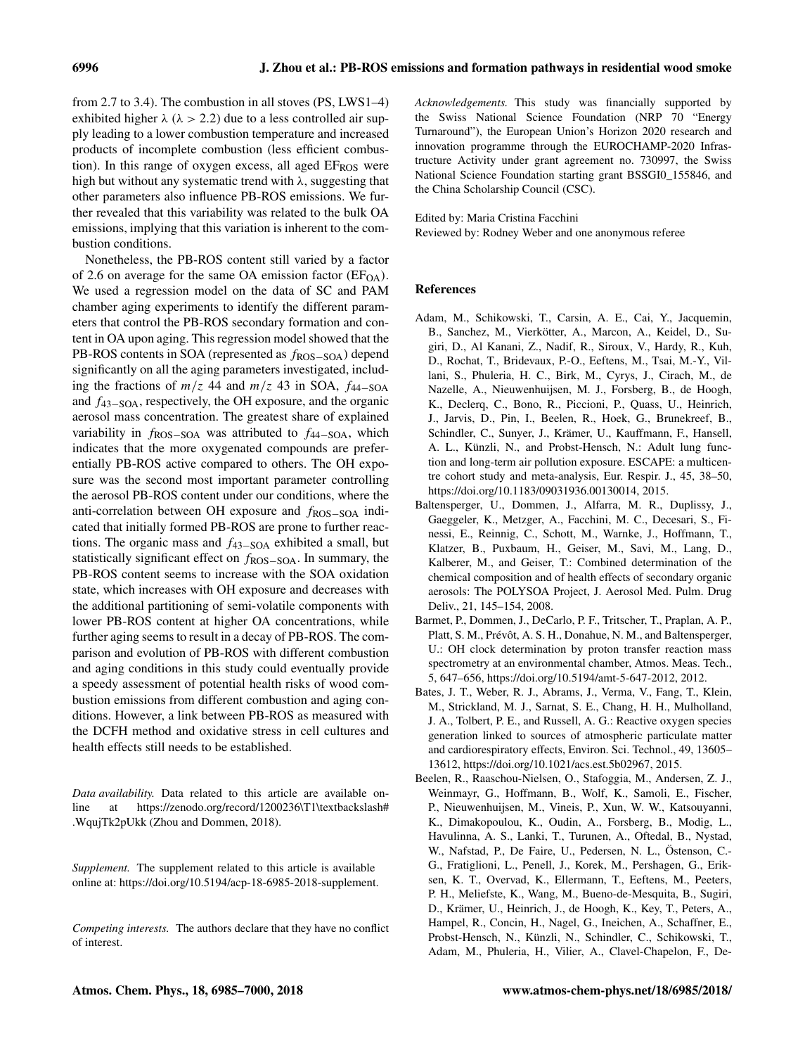from 2.7 to 3.4). The combustion in all stoves (PS, LWS1–4) exhibited higher λ (λ > 2.2) due to a less controlled air supply leading to a lower combustion temperature and increased products of incomplete combustion (less efficient combustion). In this range of oxygen excess, all aged $EF_{ROS}$ were high but without any systematic trend with λ, suggesting that other parameters also influence PB-ROS emissions. We further revealed that this variability was related to the bulk OA emissions, implying that this variation is inherent to the combustion conditions.

Nonetheless, the PB-ROS content still varied by a factor of 2.6 on average for the same OA emission factor ($EF_{OA}$). We used a regression model on the data of SC and PAM chamber aging experiments to identify the different parameters that control the PB-ROS secondary formation and content in OA upon aging. This regression model showed that the PB-ROS contents in SOA (represented as $f_{ROS-SOA}$) depend significantly on all the aging parameters investigated, including the fractions of $m/z$ 44 and $m/z$ 43 in SOA, $f_{44-SOA}$ and $f_{43-SOA}$, respectively, the OH exposure, and the organic aerosol mass concentration. The greatest share of explained variability in $f_{ROS-SOA}$ was attributed to $f_{44-SOA}$, which indicates that the more oxygenated compounds are preferentially PB-ROS active compared to others. The OH exposure was the second most important parameter controlling the aerosol PB-ROS content under our conditions, where the anti-correlation between OH exposure and $f_{ROS-SOA}$ indicated that initially formed PB-ROS are prone to further reactions. The organic mass and $f_{43-SOA}$ exhibited a small, but statistically significant effect on $f_{ROS-SOA}$. In summary, the PB-ROS content seems to increase with the SOA oxidation state, which increases with OH exposure and decreases with the additional partitioning of semi-volatile components with lower PB-ROS content at higher OA concentrations, while further aging seems to result in a decay of PB-ROS. The comparison and evolution of PB-ROS with different combustion and aging conditions in this study could eventually provide a speedy assessment of potential health risks of wood combustion emissions from different combustion and aging conditions. However, a link between PB-ROS as measured with the DCFH method and oxidative stress in cell cultures and health effects still needs to be established.

*Data availability.* Data related to this article are available online at https://zenodo.org/record/1200236\T1\textbackslash#.WqujTk2pUkk (Zhou and Dommen, 2018).

*Supplement.* The supplement related to this article is available online at: https://doi.org/10.5194/acp-18-6985-2018-supplement.

*Competing interests.* The authors declare that they have no conflict of interest.

*Acknowledgements.* This study was financially supported by the Swiss National Science Foundation (NRP 70 "Energy Turnaround"), the European Union's Horizon 2020 research and innovation programme through the EUROCHAMP-2020 Infrastructure Activity under grant agreement no. 730997, the Swiss National Science Foundation starting grant BSSGI0_155846, and the China Scholarship Council (CSC).

Edited by: Maria Cristina Facchini
Reviewed by: Rodney Weber and one anonymous referee

## References

Adam, M., Schikowski, T., Carsin, A. E., Cai, Y., Jacquemin, B., Sanchez, M., Vierkötter, A., Marcon, A., Keidel, D., Sugiri, D., Al Kanani, Z., Nadif, R., Siroux, V., Hardy, R., Kuh, D., Rochat, T., Bridevaux, P.-O., Eeftens, M., Tsai, M.-Y., Villani, S., Phuleria, H. C., Birk, M., Cyrys, J., Cirach, M., de Nazelle, A., Nieuwenhuijsen, M. J., Forsberg, B., de Hoogh, K., Declerq, C., Bono, R., Piccioni, P., Quass, U., Heinrich, J., Jarvis, D., Pin, I., Beelen, R., Hoek, G., Brunekreef, B., Schindler, C., Sunyer, J., Krämer, U., Kauffmann, F., Hansell, A. L., Künzli, N., and Probst-Hensch, N.: Adult lung function and long-term air pollution exposure. ESCAPE: a multicentre cohort study and meta-analysis, Eur. Respir. J., 45, 38–50, https://doi.org/10.1183/09031936.00130014, 2015.

Baltensperger, U., Dommen, J., Alfarra, M. R., Duplissy, J., Gaeggeler, K., Metzger, A., Facchini, M. C., Decesari, S., Finessi, E., Reinnig, C., Schott, M., Warnke, J., Hoffmann, T., Klatzer, B., Puxbaum, H., Geiser, M., Savi, M., Lang, D., Kalberer, M., and Geiser, T.: Combined determination of the chemical composition and of health effects of secondary organic aerosols: The POLYSOA Project, J. Aerosol Med. Pulm. Drug Deliv., 21, 145–154, 2008.

Barmet, P., Dommen, J., DeCarlo, P. F., Tritscher, T., Praplan, A. P., Platt, S. M., Prévôt, A. S. H., Donahue, N. M., and Baltensperger, U.: OH clock determination by proton transfer reaction mass spectrometry at an environmental chamber, Atmos. Meas. Tech., 5, 647–656, https://doi.org/10.5194/amt-5-647-2012, 2012.

Bates, J. T., Weber, R. J., Abrams, J., Verma, V., Fang, T., Klein, M., Strickland, M. J., Sarnat, S. E., Chang, H. H., Mulholland, J. A., Tolbert, P. E., and Russell, A. G.: Reactive oxygen species generation linked to sources of atmospheric particulate matter and cardiorespiratory effects, Environ. Sci. Technol., 49, 13605–13612, https://doi.org/10.1021/acs.est.5b02967, 2015.

Beelen, R., Raaschou-Nielsen, O., Stafoggia, M., Andersen, Z. J., Weinmayr, G., Hoffmann, B., Wolf, K., Samoli, E., Fischer, P., Nieuwenhuijsen, M., Vineis, P., Xun, W. W., Katsouyanni, K., Dimakopoulou, K., Oudin, A., Forsberg, B., Modig, L., Havulinna, A. S., Lanki, T., Turunen, A., Oftedal, B., Nystad, W., Nafstad, P., De Faire, U., Pedersen, N. L., Östenson, C.-G., Fratiglioni, L., Penell, J., Korek, M., Pershagen, G., Eriksen, K. T., Overvad, K., Ellermann, T., Eeftens, M., Peeters, P. H., Meliefste, K., Wang, M., Bueno-de-Mesquita, B., Sugiri, D., Krämer, U., Heinrich, J., de Hoogh, K., Key, T., Peters, A., Hampel, R., Concin, H., Nagel, G., Ineichen, A., Schaffner, E., Probst-Hensch, N., Künzli, N., Schindler, C., Schikowski, T., Adam, M., Phuleria, H., Vilier, A., Clavel-Chapelon, F., De-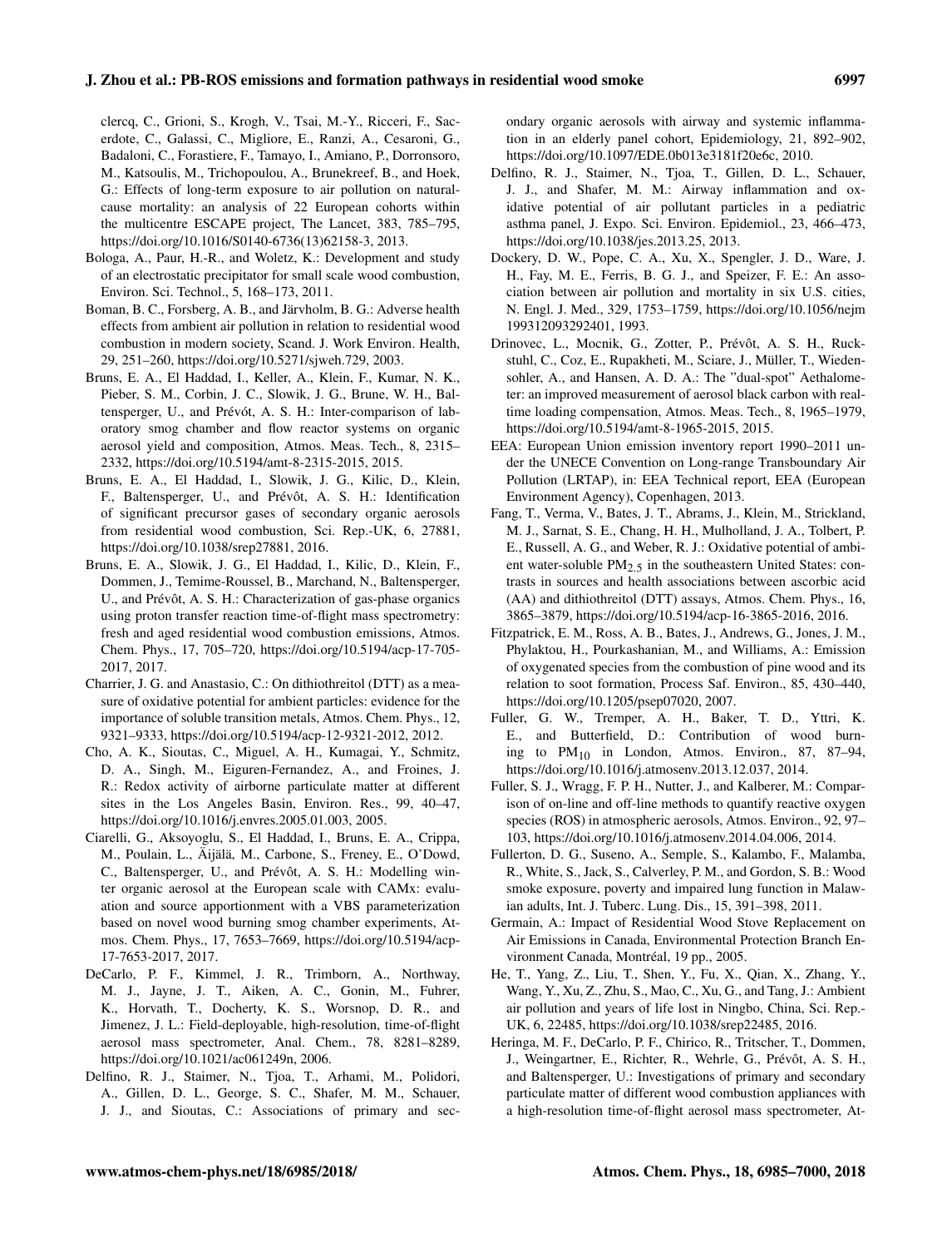clercq, C., Grioni, S., Krogh, V., Tsai, M.-Y., Ricceri, F., Sacerdote, C., Galassi, C., Migliore, E., Ranzi, A., Cesaroni, G., Badaloni, C., Forastiere, F., Tamayo, I., Amiano, P., Dorronsoro, M., Katsoulis, M., Trichopoulou, A., Brunekreef, B., and Hoek, G.: Effects of long-term exposure to air pollution on natural-cause mortality: an analysis of 22 European cohorts within the multicentre ESCAPE project, The Lancet, 383, 785–795, https://doi.org/10.1016/S0140-6736(13)62158-3, 2013.

Bologa, A., Paur, H.-R., and Woletz, K.: Development and study of an electrostatic precipitator for small scale wood combustion, Environ. Sci. Technol., 5, 168–173, 2011.

Boman, B. C., Forsberg, A. B., and Järvholm, B. G.: Adverse health effects from ambient air pollution in relation to residential wood combustion in modern society, Scand. J. Work Environ. Health, 29, 251–260, https://doi.org/10.5271/sjweh.729, 2003.

Bruns, E. A., El Haddad, I., Keller, A., Klein, F., Kumar, N. K., Pieber, S. M., Corbin, J. C., Slowik, J. G., Brune, W. H., Baltensperger, U., and Prévôt, A. S. H.: Inter-comparison of laboratory smog chamber and flow reactor systems on organic aerosol yield and composition, Atmos. Meas. Tech., 8, 2315–2332, https://doi.org/10.5194/amt-8-2315-2015, 2015.

Bruns, E. A., El Haddad, I., Slowik, J. G., Kilic, D., Klein, F., Baltensperger, U., and Prévôt, A. S. H.: Identification of significant precursor gases of secondary organic aerosols from residential wood combustion, Sci. Rep.-UK, 6, 27881, https://doi.org/10.1038/srep27881, 2016.

Bruns, E. A., Slowik, J. G., El Haddad, I., Kilic, D., Klein, F., Dommen, J., Temime-Roussel, B., Marchand, N., Baltensperger, U., and Prévôt, A. S. H.: Characterization of gas-phase organics using proton transfer reaction time-of-flight mass spectrometry: fresh and aged residential wood combustion emissions, Atmos. Chem. Phys., 17, 705–720, https://doi.org/10.5194/acp-17-705-2017, 2017.

Charrier, J. G. and Anastasio, C.: On dithiothreitol (DTT) as a measure of oxidative potential for ambient particles: evidence for the importance of soluble transition metals, Atmos. Chem. Phys., 12, 9321–9333, https://doi.org/10.5194/acp-12-9321-2012, 2012.

Cho, A. K., Sioutas, C., Miguel, A. H., Kumagai, Y., Schmitz, D. A., Singh, M., Eiguren-Fernandez, A., and Froines, J. R.: Redox activity of airborne particulate matter at different sites in the Los Angeles Basin, Environ. Res., 99, 40–47, https://doi.org/10.1016/j.envres.2005.01.003, 2005.

Ciarelli, G., Aksoyoglu, S., El Haddad, I., Bruns, E. A., Crippa, M., Poulain, L., Äijälä, M., Carbone, S., Freney, E., O'Dowd, C., Baltensperger, U., and Prévôt, A. S. H.: Modelling winter organic aerosol at the European scale with CAMx: evaluation and source apportionment with a VBS parameterization based on novel wood burning smog chamber experiments, Atmos. Chem. Phys., 17, 7653–7669, https://doi.org/10.5194/acp-17-7653-2017, 2017.

DeCarlo, P. F., Kimmel, J. R., Trimborn, A., Northway, M. J., Jayne, J. T., Aiken, A. C., Gonin, M., Fuhrer, K., Horvath, T., Docherty, K. S., Worsnop, D. R., and Jimenez, J. L.: Field-deployable, high-resolution, time-of-flight aerosol mass spectrometer, Anal. Chem., 78, 8281–8289, https://doi.org/10.1021/ac061249n, 2006.

Delfino, R. J., Staimer, N., Tjoa, T., Arhami, M., Polidori, A., Gillen, D. L., George, S. C., Shafer, M. M., Schauer, J. J., and Sioutas, C.: Associations of primary and secondary organic aerosols with airway and systemic inflammation in an elderly panel cohort, Epidemiology, 21, 892–902, https://doi.org/10.1097/EDE.0b013e3181f20e6c, 2010.

Delfino, R. J., Staimer, N., Tjoa, T., Gillen, D. L., Schauer, J. J., and Shafer, M. M.: Airway inflammation and oxidative potential of air pollutant particles in a pediatric asthma panel, J. Expo. Sci. Environ. Epidemiol., 23, 466–473, https://doi.org/10.1038/jes.2013.25, 2013.

Dockery, D. W., Pope, C. A., Xu, X., Spengler, J. D., Ware, J. H., Fay, M. E., Ferris, B. G. J., and Speizer, F. E.: An association between air pollution and mortality in six U.S. cities, N. Engl. J. Med., 329, 1753–1759, https://doi.org/10.1056/nejm199312093292401, 1993.

Drinovec, L., Mocnik, G., Zotter, P., Prévôt, A. S. H., Ruckstuhl, C., Coz, E., Rupakheti, M., Sciare, J., Müller, T., Wiedensohler, A., and Hansen, A. D. A.: The "dual-spot" Aethalometer: an improved measurement of aerosol black carbon with real-time loading compensation, Atmos. Meas. Tech., 8, 1965–1979, https://doi.org/10.5194/amt-8-1965-2015, 2015.

EEA: European Union emission inventory report 1990–2011 under the UNECE Convention on Long-range Transboundary Air Pollution (LRTAP), in: EEA Technical report, EEA (European Environment Agency), Copenhagen, 2013.

Fang, T., Verma, V., Bates, J. T., Abrams, J., Klein, M., Strickland, M. J., Sarnat, S. E., Chang, H. H., Mulholland, J. A., Tolbert, P. E., Russell, A. G., and Weber, R. J.: Oxidative potential of ambient water-soluble $PM_{2.5}$ in the southeastern United States: contrasts in sources and health associations between ascorbic acid (AA) and dithiothreitol (DTT) assays, Atmos. Chem. Phys., 16, 3865–3879, https://doi.org/10.5194/acp-16-3865-2016, 2016.

Fitzpatrick, E. M., Ross, A. B., Bates, J., Andrews, G., Jones, J. M., Phylaktou, H., Pourkashanian, M., and Williams, A.: Emission of oxygenated species from the combustion of pine wood and its relation to soot formation, Process Saf. Environ., 85, 430–440, https://doi.org/10.1205/psep07020, 2007.

Fuller, G. W., Tremper, A. H., Baker, T. D., Yttri, K. E., and Butterfield, D.: Contribution of wood burning to $PM_{10}$ in London, Atmos. Environ., 87, 87–94, https://doi.org/10.1016/j.atmosenv.2013.12.037, 2014.

Fuller, S. J., Wragg, F. P. H., Nutter, J., and Kalberer, M.: Comparison of on-line and off-line methods to quantify reactive oxygen species (ROS) in atmospheric aerosols, Atmos. Environ., 92, 97–103, https://doi.org/10.1016/j.atmosenv.2014.04.006, 2014.

Fullerton, D. G., Suseno, A., Semple, S., Kalambo, F., Malamba, R., White, S., Jack, S., Calverley, P. M., and Gordon, S. B.: Wood smoke exposure, poverty and impaired lung function in Malawian adults, Int. J. Tuberc. Lung. Dis., 15, 391–398, 2011.

Germain, A.: Impact of Residential Wood Stove Replacement on Air Emissions in Canada, Environmental Protection Branch Environment Canada, Montréal, 19 pp., 2005.

He, T., Yang, Z., Liu, T., Shen, Y., Fu, X., Qian, X., Zhang, Y., Wang, Y., Xu, Z., Zhu, S., Mao, C., Xu, G., and Tang, J.: Ambient air pollution and years of life lost in Ningbo, China, Sci. Rep.-UK, 6, 22485, https://doi.org/10.1038/srep22485, 2016.

Heringa, M. F., DeCarlo, P. F., Chirico, R., Tritscher, T., Dommen, J., Weingartner, E., Richter, R., Wehrle, G., Prévôt, A. S. H., and Baltensperger, U.: Investigations of primary and secondary particulate matter of different wood combustion appliances with a high-resolution time-of-flight aerosol mass spectrometer, At-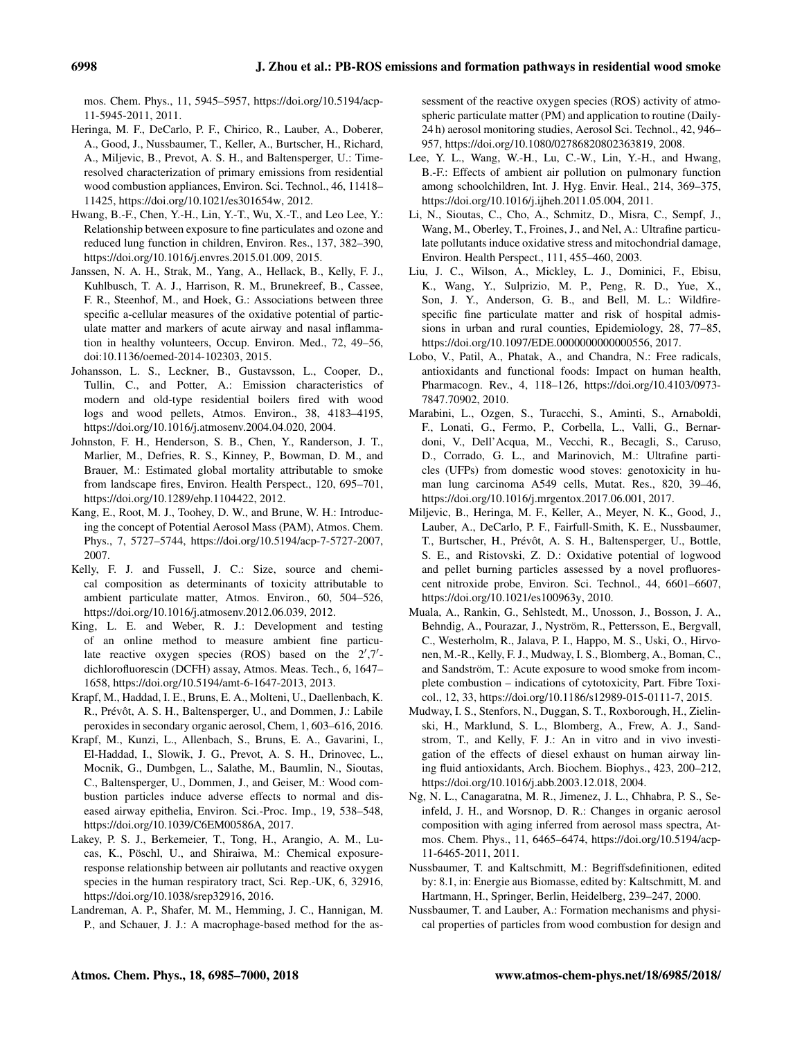mos. Chem. Phys., 11, 5945–5957, https://doi.org/10.5194/acp-11-5945-2011, 2011.

Heringa, M. F., DeCarlo, P. F., Chirico, R., Lauber, A., Doberer, A., Good, J., Nussbaumer, T., Keller, A., Burtscher, H., Richard, A., Miljevic, B., Prevot, A. S. H., and Baltensperger, U.: Time-resolved characterization of primary emissions from residential wood combustion appliances, Environ. Sci. Technol., 46, 11418–11425, https://doi.org/10.1021/es301654w, 2012.

Hwang, B.-F., Chen, Y.-H., Lin, Y.-T., Wu, X.-T., and Leo Lee, Y.: Relationship between exposure to fine particulates and ozone and reduced lung function in children, Environ. Res., 137, 382–390, https://doi.org/10.1016/j.envres.2015.01.009, 2015.

Janssen, N. A. H., Strak, M., Yang, A., Hellack, B., Kelly, F. J., Kuhlbusch, T. A. J., Harrison, R. M., Brunekreef, B., Cassee, F. R., Steenhof, M., and Hoek, G.: Associations between three specific a-cellular measures of the oxidative potential of particulate matter and markers of acute airway and nasal inflammation in healthy volunteers, Occup. Environ. Med., 72, 49–56, doi:10.1136/oemed-2014-102303, 2015.

Johansson, L. S., Leckner, B., Gustavsson, L., Cooper, D., Tullin, C., and Potter, A.: Emission characteristics of modern and old-type residential boilers fired with wood logs and wood pellets, Atmos. Environ., 38, 4183–4195, https://doi.org/10.1016/j.atmosenv.2004.04.020, 2004.

Johnston, F. H., Henderson, S. B., Chen, Y., Randerson, J. T., Marlier, M., Defries, R. S., Kinney, P., Bowman, D. M., and Brauer, M.: Estimated global mortality attributable to smoke from landscape fires, Environ. Health Perspect., 120, 695–701, https://doi.org/10.1289/ehp.1104422, 2012.

Kang, E., Root, M. J., Toohey, D. W., and Brune, W. H.: Introducing the concept of Potential Aerosol Mass (PAM), Atmos. Chem. Phys., 7, 5727–5744, https://doi.org/10.5194/acp-7-5727-2007, 2007.

Kelly, F. J. and Fussell, J. C.: Size, source and chemical composition as determinants of toxicity attributable to ambient particulate matter, Atmos. Environ., 60, 504–526, https://doi.org/10.1016/j.atmosenv.2012.06.039, 2012.

King, L. E. and Weber, R. J.: Development and testing of an online method to measure ambient fine particulate reactive oxygen species (ROS) based on the 2′,7′-dichlorofluorescin (DCFH) assay, Atmos. Meas. Tech., 6, 1647–1658, https://doi.org/10.5194/amt-6-1647-2013, 2013.

Krapf, M., Haddad, I. E., Bruns, E. A., Molteni, U., Daellenbach, K. R., Prévôt, A. S. H., Baltensperger, U., and Dommen, J.: Labile peroxides in secondary organic aerosol, Chem, 1, 603–616, 2016.

Krapf, M., Kunzi, L., Allenbach, S., Bruns, E. A., Gavarini, I., El-Haddad, I., Slowik, J. G., Prevot, A. S. H., Drinovec, L., Mocnik, G., Dumbgen, L., Salathe, M., Baumlin, N., Sioutas, C., Baltensperger, U., Dommen, J., and Geiser, M.: Wood combustion particles induce adverse effects to normal and diseased airway epithelia, Environ. Sci.-Proc. Imp., 19, 538–548, https://doi.org/10.1039/C6EM00586A, 2017.

Lakey, P. S. J., Berkemeier, T., Tong, H., Arangio, A. M., Lucas, K., Pöschl, U., and Shiraiwa, M.: Chemical exposure-response relationship between air pollutants and reactive oxygen species in the human respiratory tract, Sci. Rep.-UK, 6, 32916, https://doi.org/10.1038/srep32916, 2016.

Landreman, A. P., Shafer, M. M., Hemming, J. C., Hannigan, M. P., and Schauer, J. J.: A macrophage-based method for the assessment of the reactive oxygen species (ROS) activity of atmospheric particulate matter (PM) and application to routine (Daily-24 h) aerosol monitoring studies, Aerosol Sci. Technol., 42, 946–957, https://doi.org/10.1080/02786820802363819, 2008.

Lee, Y. L., Wang, W.-H., Lu, C.-W., Lin, Y.-H., and Hwang, B.-F.: Effects of ambient air pollution on pulmonary function among schoolchildren, Int. J. Hyg. Envir. Heal., 214, 369–375, https://doi.org/10.1016/j.ijheh.2011.05.004, 2011.

Li, N., Sioutas, C., Cho, A., Schmitz, D., Misra, C., Sempf, J., Wang, M., Oberley, T., Froines, J., and Nel, A.: Ultrafine particulate pollutants induce oxidative stress and mitochondrial damage, Environ. Health Perspect., 111, 455–460, 2003.

Liu, J. C., Wilson, A., Mickley, L. J., Dominici, F., Ebisu, K., Wang, Y., Sulprizio, M. P., Peng, R. D., Yue, X., Son, J. Y., Anderson, G. B., and Bell, M. L.: Wildfire-specific fine particulate matter and risk of hospital admissions in urban and rural counties, Epidemiology, 28, 77–85, https://doi.org/10.1097/EDE.0000000000000556, 2017.

Lobo, V., Patil, A., Phatak, A., and Chandra, N.: Free radicals, antioxidants and functional foods: Impact on human health, Pharmacogn. Rev., 4, 118–126, https://doi.org/10.4103/0973-7847.70902, 2010.

Marabini, L., Ozgen, S., Turacchi, S., Aminti, S., Arnaboldi, F., Lonati, G., Fermo, P., Corbella, L., Valli, G., Bernardoni, V., Dell'Acqua, M., Vecchi, R., Becagli, S., Caruso, D., Corrado, G. L., and Marinovich, M.: Ultrafine particles (UFPs) from domestic wood stoves: genotoxicity in human lung carcinoma A549 cells, Mutat. Res., 820, 39–46, https://doi.org/10.1016/j.mrgentox.2017.06.001, 2017.

Miljevic, B., Heringa, M. F., Keller, A., Meyer, N. K., Good, J., Lauber, A., DeCarlo, P. F., Fairfull-Smith, K. E., Nussbaumer, T., Burtscher, H., Prévôt, A. S. H., Baltensperger, U., Bottle, S. E., and Ristovski, Z. D.: Oxidative potential of logwood and pellet burning particles assessed by a novel profluorescent nitroxide probe, Environ. Sci. Technol., 44, 6601–6607, https://doi.org/10.1021/es100963y, 2010.

Muala, A., Rankin, G., Sehlstedt, M., Unosson, J., Bosson, J. A., Behndig, A., Pourazar, J., Nyström, R., Pettersson, E., Bergvall, C., Westerholm, R., Jalava, P. I., Happo, M. S., Uski, O., Hirvonen, M.-R., Kelly, F. J., Mudway, I. S., Blomberg, A., Boman, C., and Sandström, T.: Acute exposure to wood smoke from incomplete combustion – indications of cytotoxicity, Part. Fibre Toxicol., 12, 33, https://doi.org/10.1186/s12989-015-0111-7, 2015.

Mudway, I. S., Stenfors, N., Duggan, S. T., Roxborough, H., Zielinski, H., Marklund, S. L., Blomberg, A., Frew, A. J., Sandstrom, T., and Kelly, F. J.: An in vitro and in vivo investigation of the effects of diesel exhaust on human airway lining fluid antioxidants, Arch. Biochem. Biophys., 423, 200–212, https://doi.org/10.1016/j.abb.2003.12.018, 2004.

Ng, N. L., Canagaratna, M. R., Jimenez, J. L., Chhabra, P. S., Seinfeld, J. H., and Worsnop, D. R.: Changes in organic aerosol composition with aging inferred from aerosol mass spectra, Atmos. Chem. Phys., 11, 6465–6474, https://doi.org/10.5194/acp-11-6465-2011, 2011.

Nussbaumer, T. and Kaltschmitt, M.: Begriffsdefinitionen, edited by: 8.1, in: Energie aus Biomasse, edited by: Kaltschmitt, M. and Hartmann, H., Springer, Berlin, Heidelberg, 239–247, 2000.

Nussbaumer, T. and Lauber, A.: Formation mechanisms and physical properties of particles from wood combustion for design and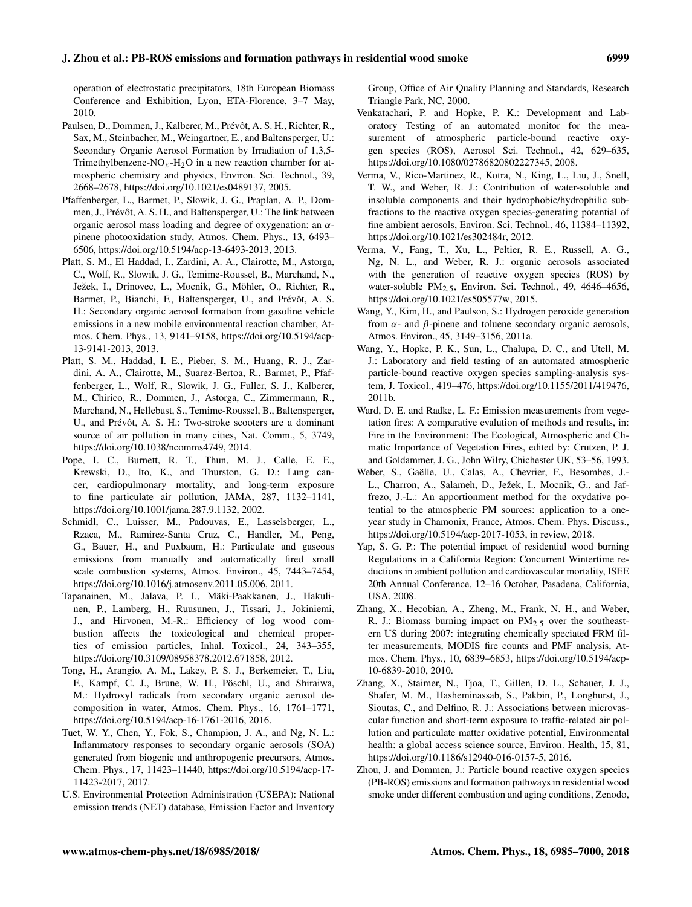operation of electrostatic precipitators, 18th European Biomass Conference and Exhibition, Lyon, ETA-Florence, 3–7 May, 2010.

Paulsen, D., Dommen, J., Kalberer, M., Prévôt, A. S. H., Richter, R., Sax, M., Steinbacher, M., Weingartner, E., and Baltensperger, U.: Secondary Organic Aerosol Formation by Irradiation of 1,3,5-Trimethylbenzene-$NO_x$-$H_2O$ in a new reaction chamber for atmospheric chemistry and physics, Environ. Sci. Technol., 39, 2668–2678, https://doi.org/10.1021/es0489137, 2005.

Pfaffenberger, L., Barmet, P., Slowik, J. G., Praplan, A. P., Dommen, J., Prévôt, A. S. H., and Baltensperger, U.: The link between organic aerosol mass loading and degree of oxygenation: an $\alpha$-pinene photooxidation study, Atmos. Chem. Phys., 13, 6493–6506, https://doi.org/10.5194/acp-13-6493-2013, 2013.

Platt, S. M., El Haddad, I., Zardini, A. A., Clairotte, M., Astorga, C., Wolf, R., Slowik, J. G., Temime-Roussel, B., Marchand, N., Ježek, I., Drinovec, L., Mocnik, G., Möhler, O., Richter, R., Barmet, P., Bianchi, F., Baltensperger, U., and Prévôt, A. S. H.: Secondary organic aerosol formation from gasoline vehicle emissions in a new mobile environmental reaction chamber, Atmos. Chem. Phys., 13, 9141–9158, https://doi.org/10.5194/acp-13-9141-2013, 2013.

Platt, S. M., Haddad, I. E., Pieber, S. M., Huang, R. J., Zardini, A. A., Clairotte, M., Suarez-Bertoa, R., Barmet, P., Pfaffenberger, L., Wolf, R., Slowik, J. G., Fuller, S. J., Kalberer, M., Chirico, R., Dommen, J., Astorga, C., Zimmermann, R., Marchand, N., Hellebust, S., Temime-Roussel, B., Baltensperger, U., and Prévôt, A. S. H.: Two-stroke scooters are a dominant source of air pollution in many cities, Nat. Comm., 5, 3749, https://doi.org/10.1038/ncomms4749, 2014.

Pope, I. C., Burnett, R. T., Thun, M. J., Calle, E. E., Krewski, D., Ito, K., and Thurston, G. D.: Lung cancer, cardiopulmonary mortality, and long-term exposure to fine particulate air pollution, JAMA, 287, 1132–1141, https://doi.org/10.1001/jama.287.9.1132, 2002.

Schmidl, C., Luisser, M., Padouvas, E., Lasselsberger, L., Rzaca, M., Ramirez-Santa Cruz, C., Handler, M., Peng, G., Bauer, H., and Puxbaum, H.: Particulate and gaseous emissions from manually and automatically fired small scale combustion systems, Atmos. Environ., 45, 7443–7454, https://doi.org/10.1016/j.atmosenv.2011.05.006, 2011.

Tapanainen, M., Jalava, P. I., Mäki-Paakkanen, J., Hakulinen, P., Lamberg, H., Ruusunen, J., Tissari, J., Jokiniemi, J., and Hirvonen, M.-R.: Efficiency of log wood combustion affects the toxicological and chemical properties of emission particles, Inhal. Toxicol., 24, 343–355, https://doi.org/10.3109/08958378.2012.671858, 2012.

Tong, H., Arangio, A. M., Lakey, P. S. J., Berkemeier, T., Liu, F., Kampf, C. J., Brune, W. H., Pöschl, U., and Shiraiwa, M.: Hydroxyl radicals from secondary organic aerosol decomposition in water, Atmos. Chem. Phys., 16, 1761–1771, https://doi.org/10.5194/acp-16-1761-2016, 2016.

Tuet, W. Y., Chen, Y., Fok, S., Champion, J. A., and Ng, N. L.: Inflammatory responses to secondary organic aerosols (SOA) generated from biogenic and anthropogenic precursors, Atmos. Chem. Phys., 17, 11423–11440, https://doi.org/10.5194/acp-17-11423-2017, 2017.

U.S. Environmental Protection Administration (USEPA): National emission trends (NET) database, Emission Factor and Inventory Group, Office of Air Quality Planning and Standards, Research Triangle Park, NC, 2000.

Venkatachari, P. and Hopke, P. K.: Development and Laboratory Testing of an automated monitor for the measurement of atmospheric particle-bound reactive oxygen species (ROS), Aerosol Sci. Technol., 42, 629–635, https://doi.org/10.1080/02786820802227345, 2008.

Verma, V., Rico-Martinez, R., Kotra, N., King, L., Liu, J., Snell, T. W., and Weber, R. J.: Contribution of water-soluble and insoluble components and their hydrophobic/hydrophilic subfractions to the reactive oxygen species-generating potential of fine ambient aerosols, Environ. Sci. Technol., 46, 11384–11392, https://doi.org/10.1021/es302484r, 2012.

Verma, V., Fang, T., Xu, L., Peltier, R. E., Russell, A. G., Ng, N. L., and Weber, R. J.: organic aerosols associated with the generation of reactive oxygen species (ROS) by water-soluble $PM_{2.5}$, Environ. Sci. Technol., 49, 4646–4656, https://doi.org/10.1021/es505577w, 2015.

Wang, Y., Kim, H., and Paulson, S.: Hydrogen peroxide generation from $\alpha$- and $\beta$-pinene and toluene secondary organic aerosols, Atmos. Environ., 45, 3149–3156, 2011a.

Wang, Y., Hopke, P. K., Sun, L., Chalupa, D. C., and Utell, M. J.: Laboratory and field testing of an automated atmospheric particle-bound reactive oxygen species sampling-analysis system, J. Toxicol., 419–476, https://doi.org/10.1155/2011/419476, 2011b.

Ward, D. E. and Radke, L. F.: Emission measurements from vegetation fires: A comparative evalution of methods and results, in: Fire in the Environment: The Ecological, Atmospheric and Climatic Importance of Vegetation Fires, edited by: Crutzen, P. J. and Goldammer, J. G., John Wilry, Chichester UK, 53–56, 1993.

Weber, S., Gaëlle, U., Calas, A., Chevrier, F., Besombes, J.-L., Charron, A., Salameh, D., Ježek, I., Mocnik, G., and Jaffrezo, J.-L.: An apportionment method for the oxydative potential to the atmospheric PM sources: application to a one-year study in Chamonix, France, Atmos. Chem. Phys. Discuss., https://doi.org/10.5194/acp-2017-1053, in review, 2018.

Yap, S. G. P.: The potential impact of residential wood burning Regulations in a California Region: Concurrent Wintertime reductions in ambient pollution and cardiovascular mortality, ISEE 20th Annual Conference, 12–16 October, Pasadena, California, USA, 2008.

Zhang, X., Hecobian, A., Zheng, M., Frank, N. H., and Weber, R. J.: Biomass burning impact on $PM_{2.5}$ over the southeastern US during 2007: integrating chemically speciated FRM filter measurements, MODIS fire counts and PMF analysis, Atmos. Chem. Phys., 10, 6839–6853, https://doi.org/10.5194/acp-10-6839-2010, 2010.

Zhang, X., Staimer, N., Tjoa, T., Gillen, D. L., Schauer, J. J., Shafer, M. M., Hasheminassab, S., Pakbin, P., Longhurst, J., Sioutas, C., and Delfino, R. J.: Associations between microvascular function and short-term exposure to traffic-related air pollution and particulate matter oxidative potential, Environmental health: a global access science source, Environ. Health, 15, 81, https://doi.org/10.1186/s12940-016-0157-5, 2016.

Zhou, J. and Dommen, J.: Particle bound reactive oxygen species (PB-ROS) emissions and formation pathways in residential wood smoke under different combustion and aging conditions, Zenodo,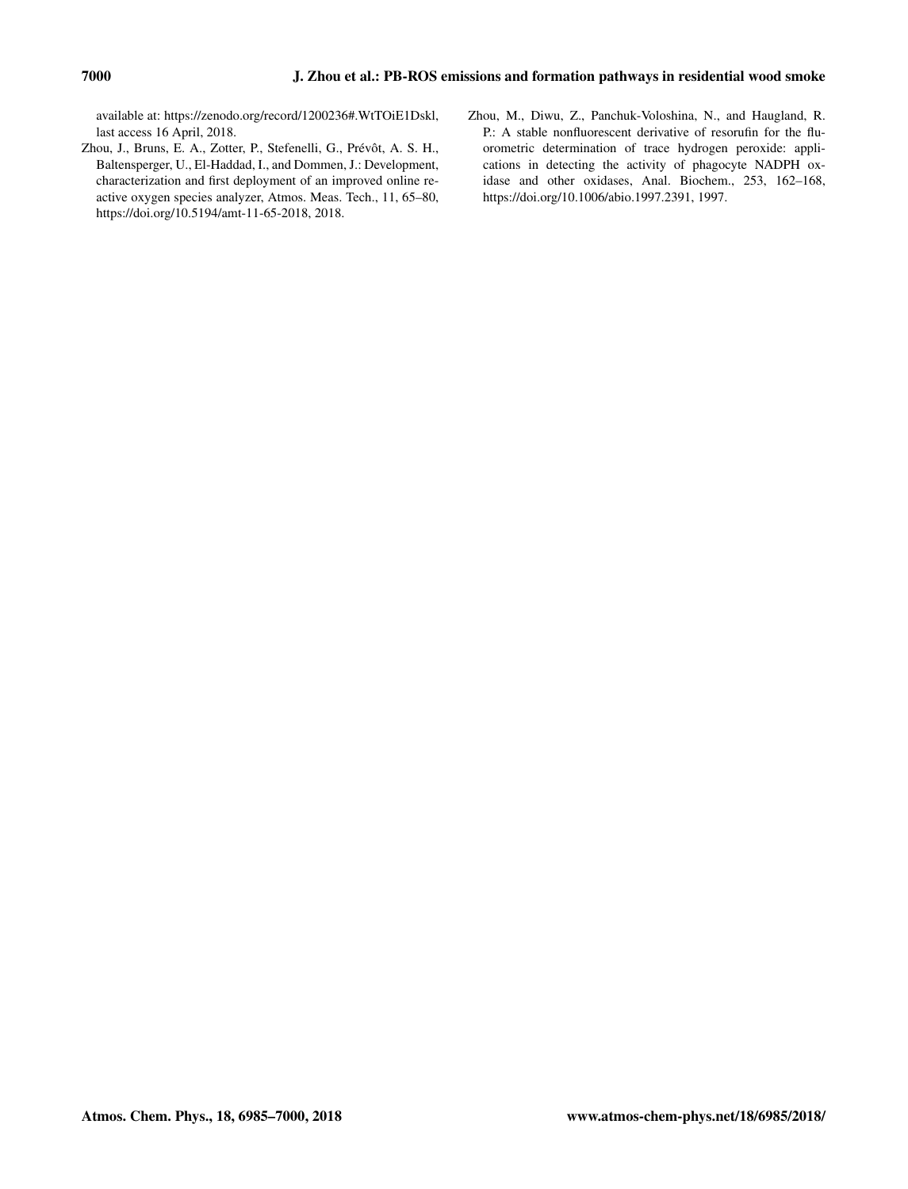available at: https://zenodo.org/record/1200236#.WtTOiE1Dskl, last access 16 April, 2018.

Zhou, J., Bruns, E. A., Zotter, P., Stefenelli, G., Prévôt, A. S. H., Baltensperger, U., El-Haddad, I., and Dommen, J.: Development, characterization and first deployment of an improved online reactive oxygen species analyzer, Atmos. Meas. Tech., 11, 65–80, https://doi.org/10.5194/amt-11-65-2018, 2018.

Zhou, M., Diwu, Z., Panchuk-Voloshina, N., and Haugland, R. P.: A stable nonfluorescent derivative of resorufin for the fluorometric determination of trace hydrogen peroxide: applications in detecting the activity of phagocyte NADPH oxidase and other oxidases, Anal. Biochem., 253, 162–168, https://doi.org/10.1006/abio.1997.2391, 1997.